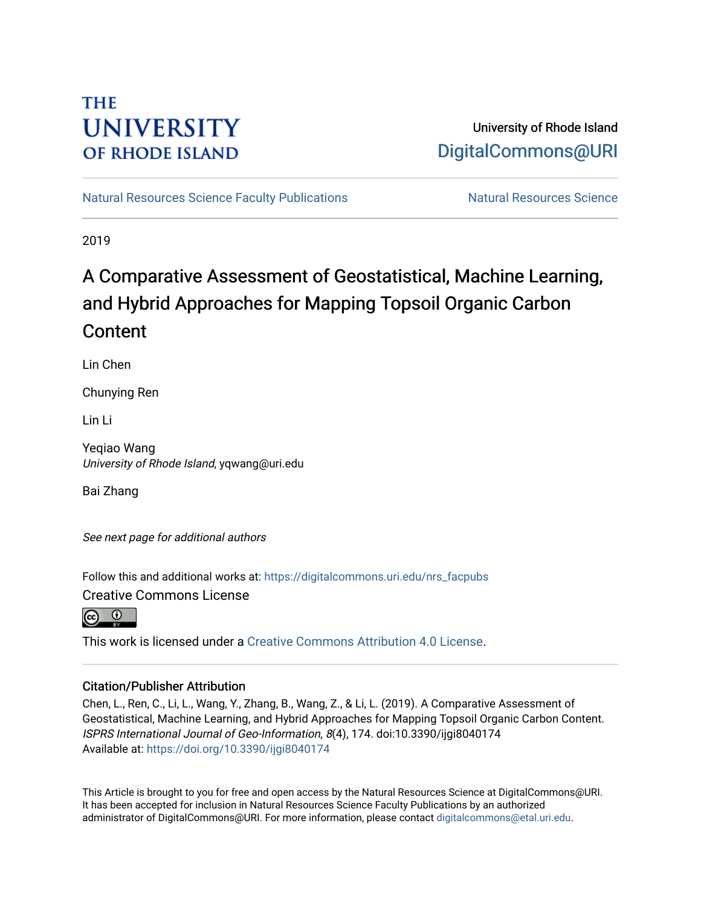THE UNIVERSITY OF RHODE ISLAND

University of Rhode Island
DigitalCommons@URI

Natural Resources Science Faculty Publications | Natural Resources Science

2019

# A Comparative Assessment of Geostatistical, Machine Learning, and Hybrid Approaches for Mapping Topsoil Organic Carbon Content

Lin Chen

Chunying Ren

Lin Li

Yeqiao Wang
*University of Rhode Island*, yqwang@uri.edu

Bai Zhang

*See next page for additional authors*

Follow this and additional works at: https://digitalcommons.uri.edu/nrs_facpubs

Creative Commons License

This work is licensed under a Creative Commons Attribution 4.0 License.

## Citation/Publisher Attribution

Chen, L., Ren, C., Li, L., Wang, Y., Zhang, B., Wang, Z., & Li, L. (2019). A Comparative Assessment of Geostatistical, Machine Learning, and Hybrid Approaches for Mapping Topsoil Organic Carbon Content. *ISPRS International Journal of Geo-Information*, *8*(4), 174. doi:10.3390/ijgi8040174
Available at: https://doi.org/10.3390/ijgi8040174

This Article is brought to you for free and open access by the Natural Resources Science at DigitalCommons@URI. It has been accepted for inclusion in Natural Resources Science Faculty Publications by an authorized administrator of DigitalCommons@URI. For more information, please contact digitalcommons@etal.uri.edu.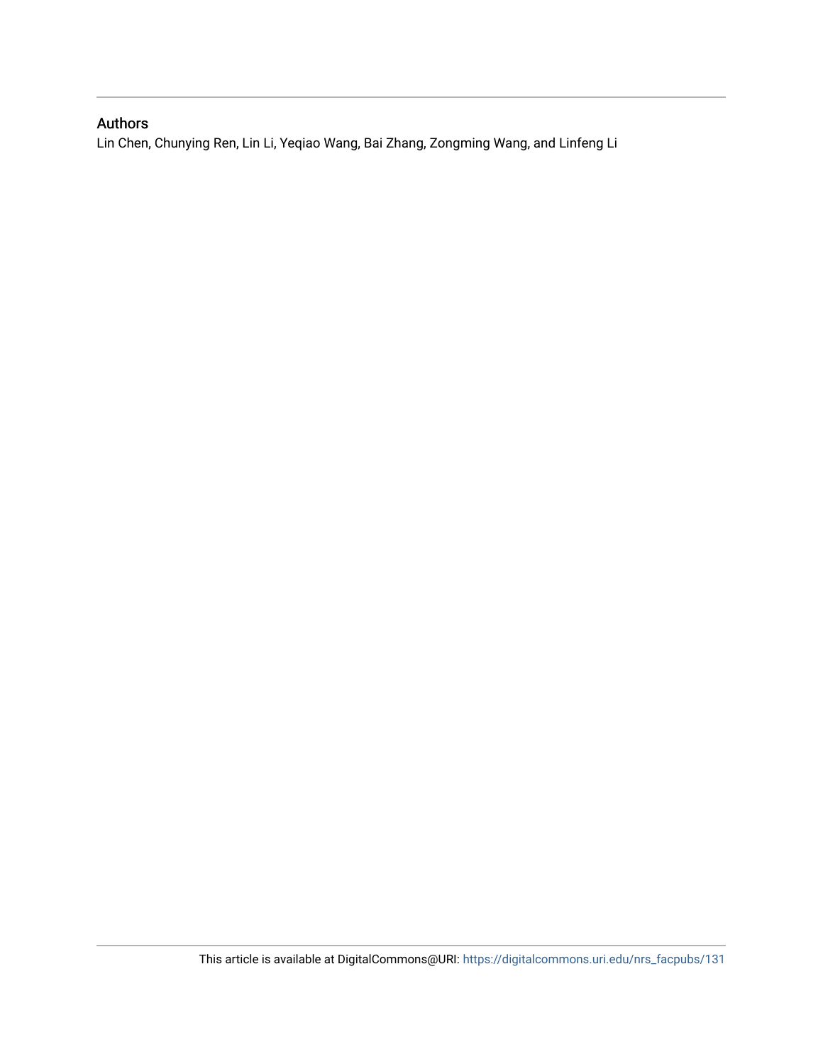## Authors

Lin Chen, Chunying Ren, Lin Li, Yeqiao Wang, Bai Zhang, Zongming Wang, and Linfeng Li

This article is available at DigitalCommons@URI: https://digitalcommons.uri.edu/nrs_facpubs/131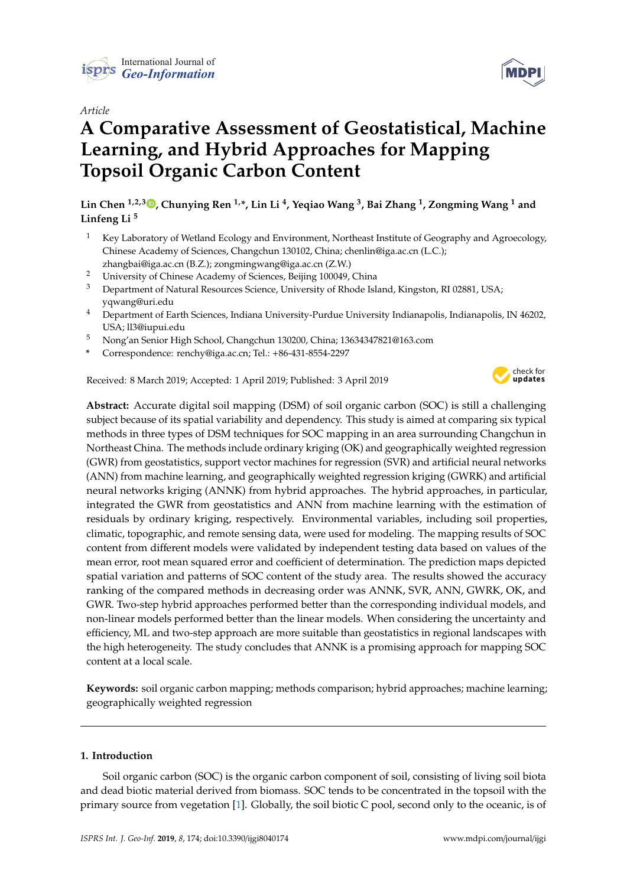Article

# A Comparative Assessment of Geostatistical, Machine Learning, and Hybrid Approaches for Mapping Topsoil Organic Carbon Content

**Lin Chen [1,2,3], Chunying Ren [1,*], Lin Li [4], Yeqiao Wang [3], Bai Zhang [1], Zongming Wang [1] and Linfeng Li [5]**

[1] Key Laboratory of Wetland Ecology and Environment, Northeast Institute of Geography and Agroecology, Chinese Academy of Sciences, Changchun 130102, China; chenlin@iga.ac.cn (L.C.); zhangbai@iga.ac.cn (B.Z.); zongmingwang@iga.ac.cn (Z.W.)

[2] University of Chinese Academy of Sciences, Beijing 100049, China

[3] Department of Natural Resources Science, University of Rhode Island, Kingston, RI 02881, USA; yqwang@uri.edu

[4] Department of Earth Sciences, Indiana University-Purdue University Indianapolis, Indianapolis, IN 46202, USA; ll3@iupui.edu

[5] Nong'an Senior High School, Changchun 130200, China; 13634347821@163.com

[*] Correspondence: renchy@iga.ac.cn; Tel.: +86-431-8554-2297

Received: 8 March 2019; Accepted: 1 April 2019; Published: 3 April 2019

**Abstract:** Accurate digital soil mapping (DSM) of soil organic carbon (SOC) is still a challenging subject because of its spatial variability and dependency. This study is aimed at comparing six typical methods in three types of DSM techniques for SOC mapping in an area surrounding Changchun in Northeast China. The methods include ordinary kriging (OK) and geographically weighted regression (GWR) from geostatistics, support vector machines for regression (SVR) and artificial neural networks (ANN) from machine learning, and geographically weighted regression kriging (GWRK) and artificial neural networks kriging (ANNK) from hybrid approaches. The hybrid approaches, in particular, integrated the GWR from geostatistics and ANN from machine learning with the estimation of residuals by ordinary kriging, respectively. Environmental variables, including soil properties, climatic, topographic, and remote sensing data, were used for modeling. The mapping results of SOC content from different models were validated by independent testing data based on values of the mean error, root mean squared error and coefficient of determination. The prediction maps depicted spatial variation and patterns of SOC content of the study area. The results showed the accuracy ranking of the compared methods in decreasing order was ANNK, SVR, ANN, GWRK, OK, and GWR. Two-step hybrid approaches performed better than the corresponding individual models, and non-linear models performed better than the linear models. When considering the uncertainty and efficiency, ML and two-step approach are more suitable than geostatistics in regional landscapes with the high heterogeneity. The study concludes that ANNK is a promising approach for mapping SOC content at a local scale.

**Keywords:** soil organic carbon mapping; methods comparison; hybrid approaches; machine learning; geographically weighted regression

## 1. Introduction

Soil organic carbon (SOC) is the organic carbon component of soil, consisting of living soil biota and dead biotic material derived from biomass. SOC tends to be concentrated in the topsoil with the primary source from vegetation [1]. Globally, the soil biotic C pool, second only to the oceanic, is of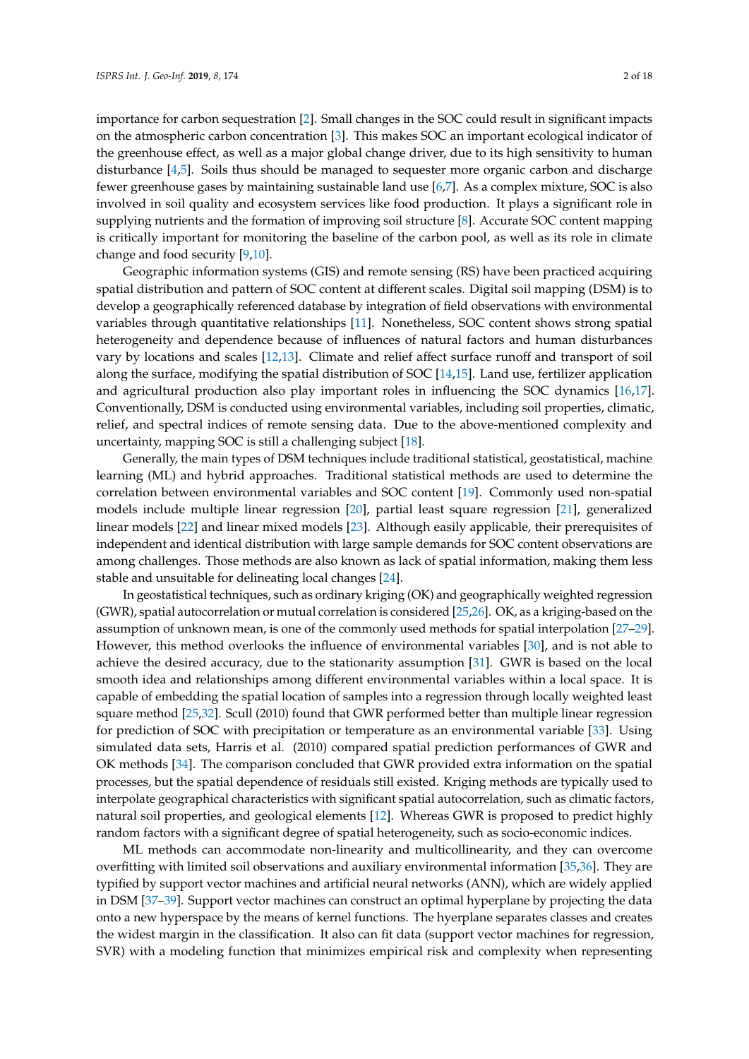importance for carbon sequestration [2]. Small changes in the SOC could result in significant impacts on the atmospheric carbon concentration [3]. This makes SOC an important ecological indicator of the greenhouse effect, as well as a major global change driver, due to its high sensitivity to human disturbance [4,5]. Soils thus should be managed to sequester more organic carbon and discharge fewer greenhouse gases by maintaining sustainable land use [6,7]. As a complex mixture, SOC is also involved in soil quality and ecosystem services like food production. It plays a significant role in supplying nutrients and the formation of improving soil structure [8]. Accurate SOC content mapping is critically important for monitoring the baseline of the carbon pool, as well as its role in climate change and food security [9,10].

Geographic information systems (GIS) and remote sensing (RS) have been practiced acquiring spatial distribution and pattern of SOC content at different scales. Digital soil mapping (DSM) is to develop a geographically referenced database by integration of field observations with environmental variables through quantitative relationships [11]. Nonetheless, SOC content shows strong spatial heterogeneity and dependence because of influences of natural factors and human disturbances vary by locations and scales [12,13]. Climate and relief affect surface runoff and transport of soil along the surface, modifying the spatial distribution of SOC [14,15]. Land use, fertilizer application and agricultural production also play important roles in influencing the SOC dynamics [16,17]. Conventionally, DSM is conducted using environmental variables, including soil properties, climatic, relief, and spectral indices of remote sensing data. Due to the above-mentioned complexity and uncertainty, mapping SOC is still a challenging subject [18].

Generally, the main types of DSM techniques include traditional statistical, geostatistical, machine learning (ML) and hybrid approaches. Traditional statistical methods are used to determine the correlation between environmental variables and SOC content [19]. Commonly used non-spatial models include multiple linear regression [20], partial least square regression [21], generalized linear models [22] and linear mixed models [23]. Although easily applicable, their prerequisites of independent and identical distribution with large sample demands for SOC content observations are among challenges. Those methods are also known as lack of spatial information, making them less stable and unsuitable for delineating local changes [24].

In geostatistical techniques, such as ordinary kriging (OK) and geographically weighted regression (GWR), spatial autocorrelation or mutual correlation is considered [25,26]. OK, as a kriging-based on the assumption of unknown mean, is one of the commonly used methods for spatial interpolation [27–29]. However, this method overlooks the influence of environmental variables [30], and is not able to achieve the desired accuracy, due to the stationarity assumption [31]. GWR is based on the local smooth idea and relationships among different environmental variables within a local space. It is capable of embedding the spatial location of samples into a regression through locally weighted least square method [25,32]. Scull (2010) found that GWR performed better than multiple linear regression for prediction of SOC with precipitation or temperature as an environmental variable [33]. Using simulated data sets, Harris et al. (2010) compared spatial prediction performances of GWR and OK methods [34]. The comparison concluded that GWR provided extra information on the spatial processes, but the spatial dependence of residuals still existed. Kriging methods are typically used to interpolate geographical characteristics with significant spatial autocorrelation, such as climatic factors, natural soil properties, and geological elements [12]. Whereas GWR is proposed to predict highly random factors with a significant degree of spatial heterogeneity, such as socio-economic indices.

ML methods can accommodate non-linearity and multicollinearity, and they can overcome overfitting with limited soil observations and auxiliary environmental information [35,36]. They are typified by support vector machines and artificial neural networks (ANN), which are widely applied in DSM [37–39]. Support vector machines can construct an optimal hyperplane by projecting the data onto a new hyperspace by the means of kernel functions. The hyerplane separates classes and creates the widest margin in the classification. It also can fit data (support vector machines for regression, SVR) with a modeling function that minimizes empirical risk and complexity when representing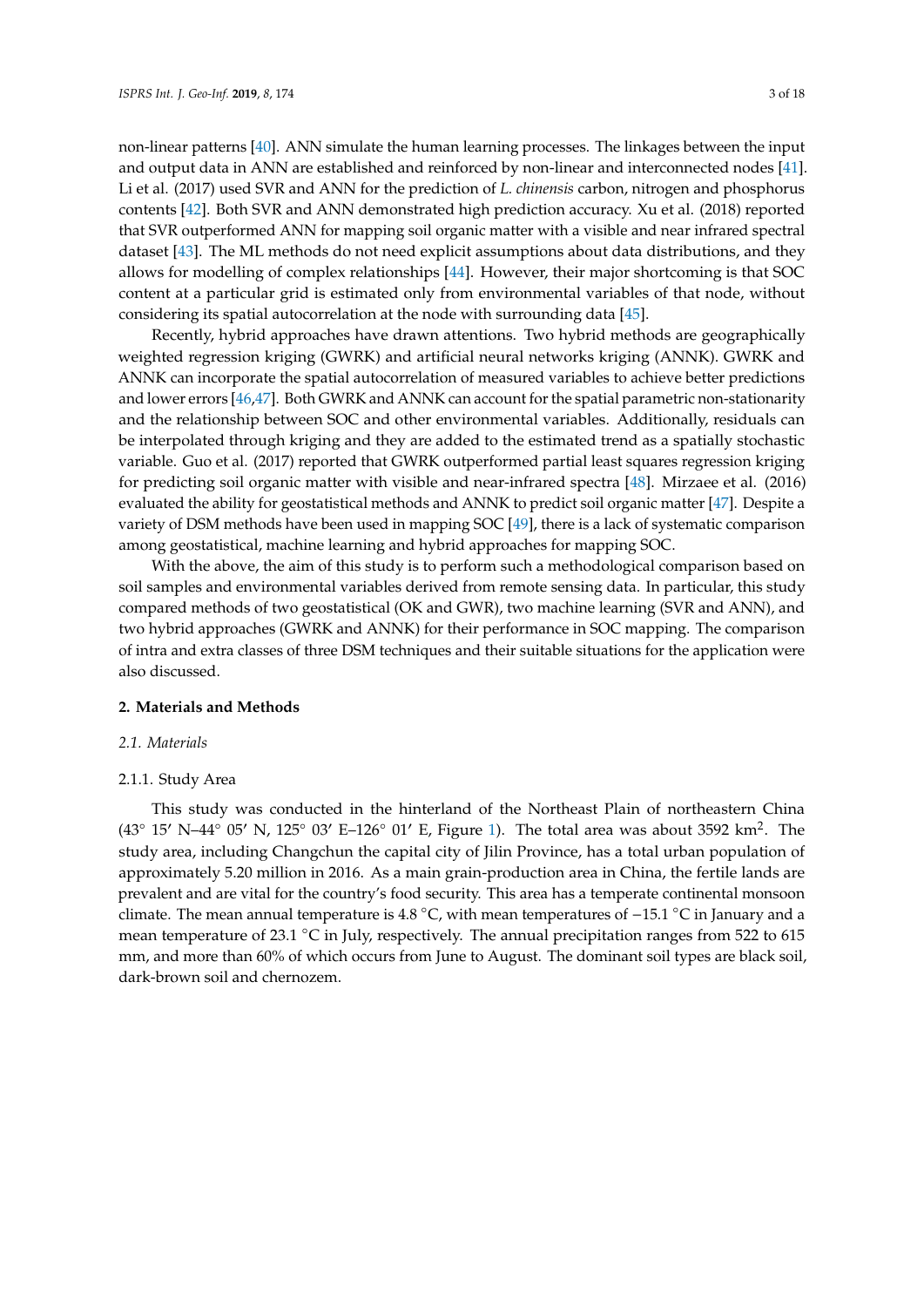non-linear patterns [40]. ANN simulate the human learning processes. The linkages between the input and output data in ANN are established and reinforced by non-linear and interconnected nodes [41]. Li et al. (2017) used SVR and ANN for the prediction of *L. chinensis* carbon, nitrogen and phosphorus contents [42]. Both SVR and ANN demonstrated high prediction accuracy. Xu et al. (2018) reported that SVR outperformed ANN for mapping soil organic matter with a visible and near infrared spectral dataset [43]. The ML methods do not need explicit assumptions about data distributions, and they allows for modelling of complex relationships [44]. However, their major shortcoming is that SOC content at a particular grid is estimated only from environmental variables of that node, without considering its spatial autocorrelation at the node with surrounding data [45].

Recently, hybrid approaches have drawn attentions. Two hybrid methods are geographically weighted regression kriging (GWRK) and artificial neural networks kriging (ANNK). GWRK and ANNK can incorporate the spatial autocorrelation of measured variables to achieve better predictions and lower errors [46,47]. Both GWRK and ANNK can account for the spatial parametric non-stationarity and the relationship between SOC and other environmental variables. Additionally, residuals can be interpolated through kriging and they are added to the estimated trend as a spatially stochastic variable. Guo et al. (2017) reported that GWRK outperformed partial least squares regression kriging for predicting soil organic matter with visible and near-infrared spectra [48]. Mirzaee et al. (2016) evaluated the ability for geostatistical methods and ANNK to predict soil organic matter [47]. Despite a variety of DSM methods have been used in mapping SOC [49], there is a lack of systematic comparison among geostatistical, machine learning and hybrid approaches for mapping SOC.

With the above, the aim of this study is to perform such a methodological comparison based on soil samples and environmental variables derived from remote sensing data. In particular, this study compared methods of two geostatistical (OK and GWR), two machine learning (SVR and ANN), and two hybrid approaches (GWRK and ANNK) for their performance in SOC mapping. The comparison of intra and extra classes of three DSM techniques and their suitable situations for the application were also discussed.

## 2. Materials and Methods

### 2.1. Materials

#### 2.1.1. Study Area

This study was conducted in the hinterland of the Northeast Plain of northeastern China (43° 15′ N–44° 05′ N, 125° 03′ E–126° 01′ E, Figure 1). The total area was about 3592 km$^2$. The study area, including Changchun the capital city of Jilin Province, has a total urban population of approximately 5.20 million in 2016. As a main grain-production area in China, the fertile lands are prevalent and are vital for the country's food security. This area has a temperate continental monsoon climate. The mean annual temperature is 4.8 °C, with mean temperatures of −15.1 °C in January and a mean temperature of 23.1 °C in July, respectively. The annual precipitation ranges from 522 to 615 mm, and more than 60% of which occurs from June to August. The dominant soil types are black soil, dark-brown soil and chernozem.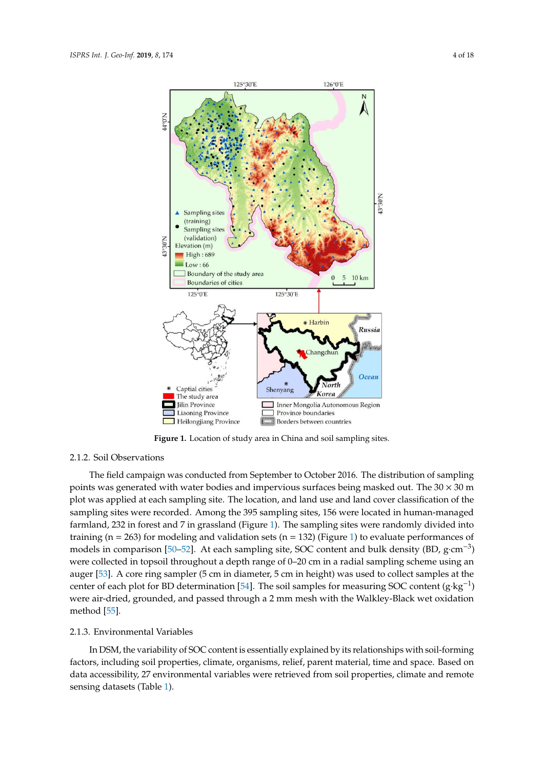Figure 1. Location of study area in China and soil sampling sites.

#### 2.1.2. Soil Observations

The field campaign was conducted from September to October 2016. The distribution of sampling points was generated with water bodies and impervious surfaces being masked out. The 30 × 30 m plot was applied at each sampling site. The location, and land use and land cover classification of the sampling sites were recorded. Among the 395 sampling sites, 156 were located in human-managed farmland, 232 in forest and 7 in grassland (Figure 1). The sampling sites were randomly divided into training (n = 263) for modeling and validation sets (n = 132) (Figure 1) to evaluate performances of models in comparison [50–52]. At each sampling site, SOC content and bulk density (BD, $g \cdot cm^{-3}$) were collected in topsoil throughout a depth range of 0–20 cm in a radial sampling scheme using an auger [53]. A core ring sampler (5 cm in diameter, 5 cm in height) was used to collect samples at the center of each plot for BD determination [54]. The soil samples for measuring SOC content ($g \cdot kg^{-1}$) were air-dried, grounded, and passed through a 2 mm mesh with the Walkley-Black wet oxidation method [55].

#### 2.1.3. Environmental Variables

In DSM, the variability of SOC content is essentially explained by its relationships with soil-forming factors, including soil properties, climate, organisms, relief, parent material, time and space. Based on data accessibility, 27 environmental variables were retrieved from soil properties, climate and remote sensing datasets (Table 1).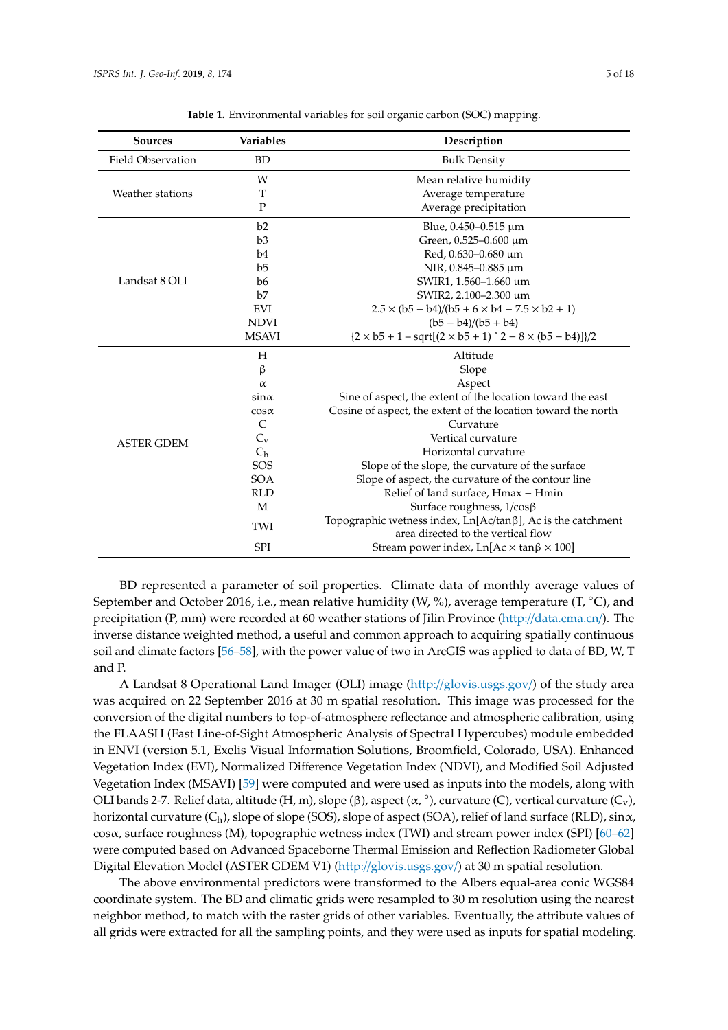**Table 1.** Environmental variables for soil organic carbon (SOC) mapping.

| Sources | Variables | Description |
|---|---|---|
| Field Observation | BD | Bulk Density |
| Weather stations | W | Mean relative humidity |
| | T | Average temperature |
| | P | Average precipitation |
| Landsat 8 OLI | b2 | Blue, 0.450–0.515 μm |
| | b3 | Green, 0.525–0.600 μm |
| | b4 | Red, 0.630–0.680 μm |
| | b5 | NIR, 0.845–0.885 μm |
| | b6 | SWIR1, 1.560–1.660 μm |
| | b7 | SWIR2, 2.100–2.300 μm |
| | EVI | $2.5 \times (b5 - b4)/(b5 + 6 \times b4 - 7.5 \times b2 + 1)$ |
| | NDVI | $(b5 - b4)/(b5 + b4)$ |
| | MSAVI | $\{2 \times b5 + 1 - \text{sqrt}[(2 \times b5 + 1)\hat{}2 - 8 \times (b5 - b4)]\}/2$ |
| ASTER GDEM | H | Altitude |
| | β | Slope |
| | α | Aspect |
| | sinα | Sine of aspect, the extent of the location toward the east |
| | cosα | Cosine of aspect, the extent of the location toward the north |
| | C | Curvature |
| | $C_v$ | Vertical curvature |
| | $C_h$ | Horizontal curvature |
| | SOS | Slope of the slope, the curvature of the surface |
| | SOA | Slope of aspect, the curvature of the contour line |
| | RLD | Relief of land surface, Hmax − Hmin |
| | M | Surface roughness, 1/cosβ |
| | TWI | Topographic wetness index, Ln[Ac/tanβ], Ac is the catchment area directed to the vertical flow |
| | SPI | Stream power index, Ln[Ac × tanβ × 100] |

BD represented a parameter of soil properties. Climate data of monthly average values of September and October 2016, i.e., mean relative humidity (W, %), average temperature (T, °C), and precipitation (P, mm) were recorded at 60 weather stations of Jilin Province (http://data.cma.cn/). The inverse distance weighted method, a useful and common approach to acquiring spatially continuous soil and climate factors [56–58], with the power value of two in ArcGIS was applied to data of BD, W, T and P.

A Landsat 8 Operational Land Imager (OLI) image (http://glovis.usgs.gov/) of the study area was acquired on 22 September 2016 at 30 m spatial resolution. This image was processed for the conversion of the digital numbers to top-of-atmosphere reflectance and atmospheric calibration, using the FLAASH (Fast Line-of-Sight Atmospheric Analysis of Spectral Hypercubes) module embedded in ENVI (version 5.1, Exelis Visual Information Solutions, Broomfield, Colorado, USA). Enhanced Vegetation Index (EVI), Normalized Difference Vegetation Index (NDVI), and Modified Soil Adjusted Vegetation Index (MSAVI) [59] were computed and were used as inputs into the models, along with OLI bands 2-7. Relief data, altitude (H, m), slope (β), aspect (α, °), curvature (C), vertical curvature ($C_v$), horizontal curvature ($C_h$), slope of slope (SOS), slope of aspect (SOA), relief of land surface (RLD), sinα, cosα, surface roughness (M), topographic wetness index (TWI) and stream power index (SPI) [60–62] were computed based on Advanced Spaceborne Thermal Emission and Reflection Radiometer Global Digital Elevation Model (ASTER GDEM V1) (http://glovis.usgs.gov/) at 30 m spatial resolution.

The above environmental predictors were transformed to the Albers equal-area conic WGS84 coordinate system. The BD and climatic grids were resampled to 30 m resolution using the nearest neighbor method, to match with the raster grids of other variables. Eventually, the attribute values of all grids were extracted for all the sampling points, and they were used as inputs for spatial modeling.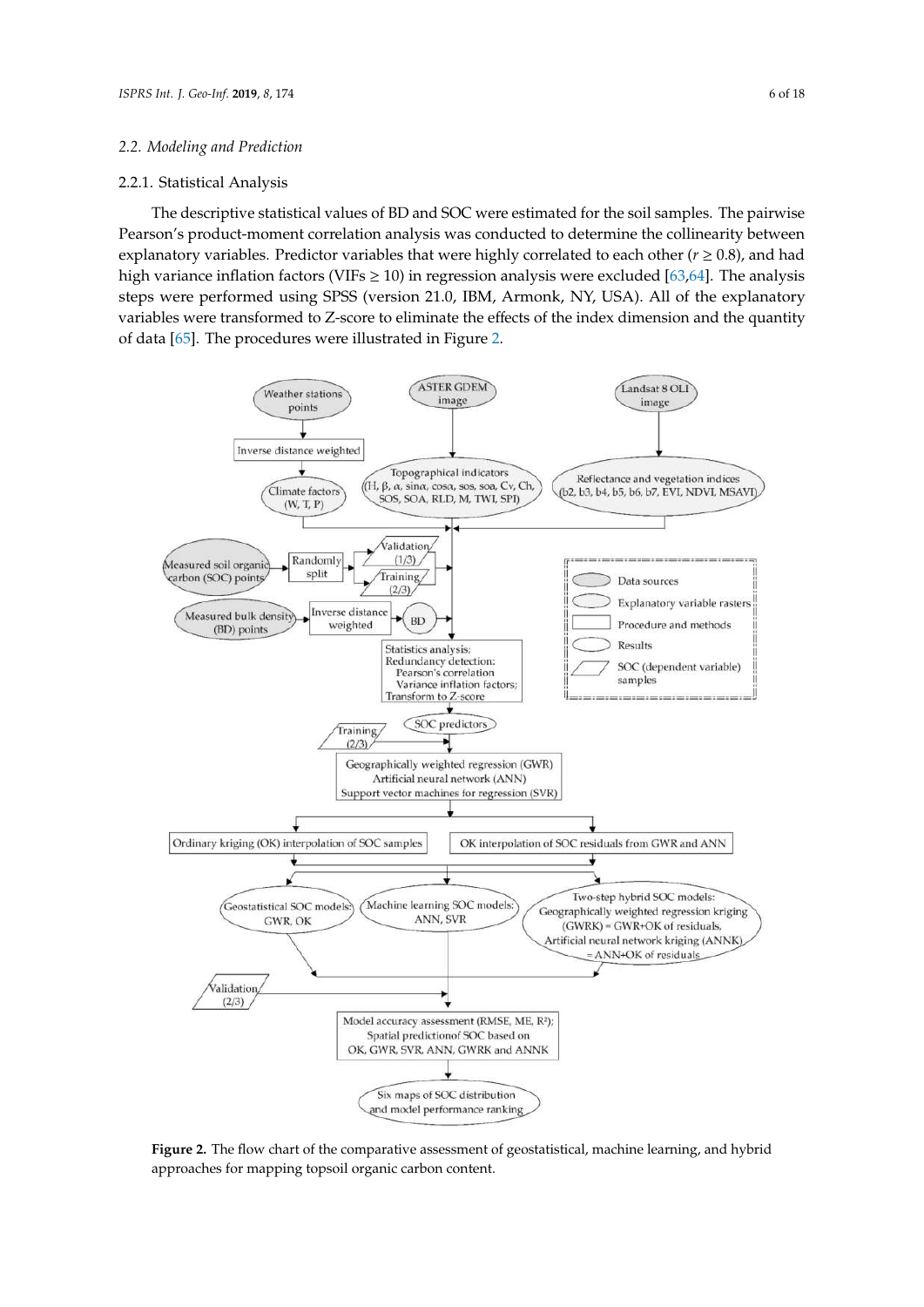### 2.2. Modeling and Prediction

#### 2.2.1. Statistical Analysis

The descriptive statistical values of BD and SOC were estimated for the soil samples. The pairwise Pearson's product-moment correlation analysis was conducted to determine the collinearity between explanatory variables. Predictor variables that were highly correlated to each other ($r \geq 0.8$), and had high variance inflation factors (VIFs $\geq 10$) in regression analysis were excluded [63,64]. The analysis steps were performed using SPSS (version 21.0, IBM, Armonk, NY, USA). All of the explanatory variables were transformed to Z-score to eliminate the effects of the index dimension and the quantity of data [65]. The procedures were illustrated in Figure 2.

**Figure 2.** The flow chart of the comparative assessment of geostatistical, machine learning, and hybrid approaches for mapping topsoil organic carbon content.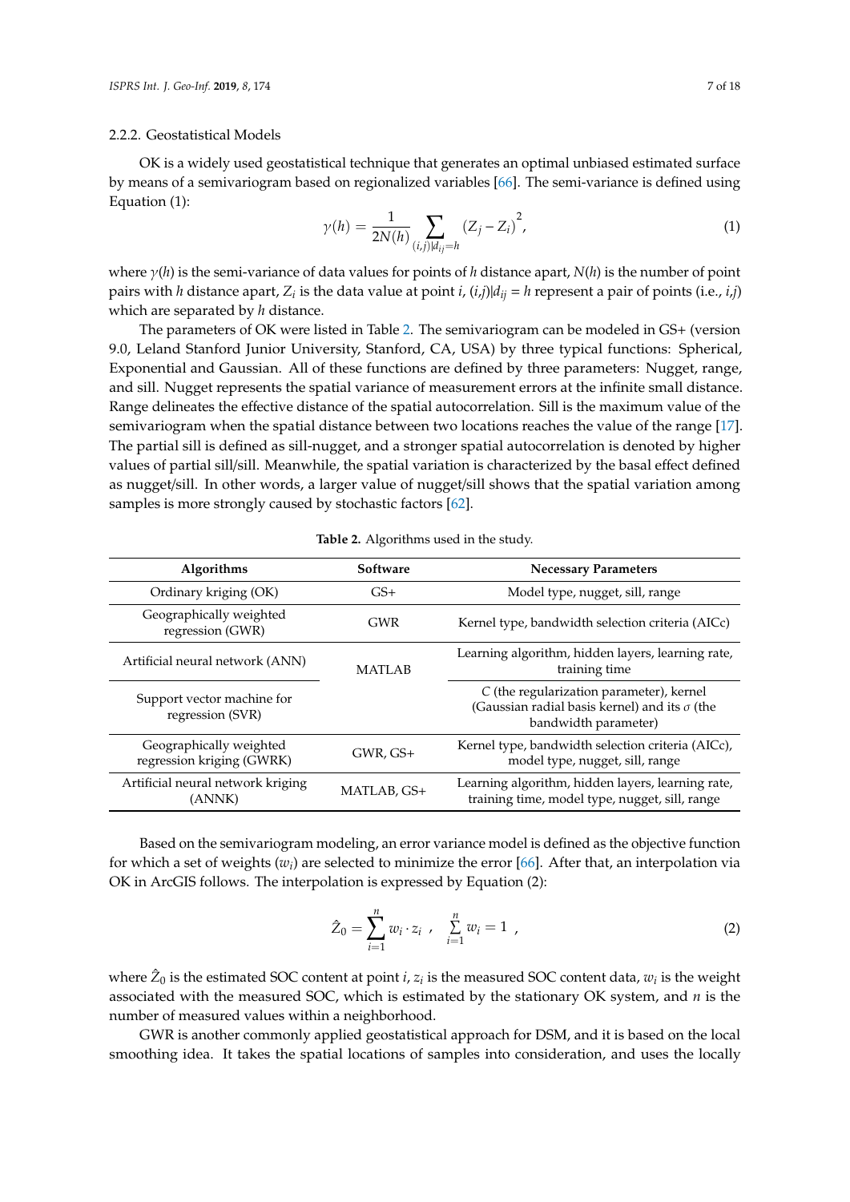### 2.2.2. Geostatistical Models

OK is a widely used geostatistical technique that generates an optimal unbiased estimated surface by means of a semivariogram based on regionalized variables [66]. The semi-variance is defined using Equation (1):

$$\gamma(h) = \frac{1}{2N(h)} \sum_{(i,j)|d_{ij}=h} \left(Z_j - Z_i\right)^2, \tag{1}$$

where $\gamma(h)$ is the semi-variance of data values for points of $h$ distance apart, $N(h)$ is the number of point pairs with $h$ distance apart, $Z_i$ is the data value at point $i$, $(i,j)|d_{ij} = h$ represent a pair of points (i.e., $i$,$j$) which are separated by $h$ distance.

The parameters of OK were listed in Table 2. The semivariogram can be modeled in GS+ (version 9.0, Leland Stanford Junior University, Stanford, CA, USA) by three typical functions: Spherical, Exponential and Gaussian. All of these functions are defined by three parameters: Nugget, range, and sill. Nugget represents the spatial variance of measurement errors at the infinite small distance. Range delineates the effective distance of the spatial autocorrelation. Sill is the maximum value of the semivariogram when the spatial distance between two locations reaches the value of the range [17]. The partial sill is defined as sill-nugget, and a stronger spatial autocorrelation is denoted by higher values of partial sill/sill. Meanwhile, the spatial variation is characterized by the basal effect defined as nugget/sill. In other words, a larger value of nugget/sill shows that the spatial variation among samples is more strongly caused by stochastic factors [62].

**Table 2.** Algorithms used in the study.

| Algorithms | Software | Necessary Parameters |
| --- | --- | --- |
| Ordinary kriging (OK) | GS+ | Model type, nugget, sill, range |
| Geographically weighted regression (GWR) | GWR | Kernel type, bandwidth selection criteria (AICc) |
| Artificial neural network (ANN) | MATLAB | Learning algorithm, hidden layers, learning rate, training time |
| Support vector machine for regression (SVR) | MATLAB | $C$ (the regularization parameter), kernel (Gaussian radial basis kernel) and its $\sigma$ (the bandwidth parameter) |
| Geographically weighted regression kriging (GWRK) | GWR, GS+ | Kernel type, bandwidth selection criteria (AICc), model type, nugget, sill, range |
| Artificial neural network kriging (ANNK) | MATLAB, GS+ | Learning algorithm, hidden layers, learning rate, training time, model type, nugget, sill, range |

Based on the semivariogram modeling, an error variance model is defined as the objective function for which a set of weights ($w_i$) are selected to minimize the error [66]. After that, an interpolation via OK in ArcGIS follows. The interpolation is expressed by Equation (2):

$$\hat{Z}_0 = \sum_{i=1}^{n} w_i \cdot z_i \ , \quad \sum_{i=1}^{n} w_i = 1 \ , \tag{2}$$

where $\hat{Z}_0$ is the estimated SOC content at point $i$, $z_i$ is the measured SOC content data, $w_i$ is the weight associated with the measured SOC, which is estimated by the stationary OK system, and $n$ is the number of measured values within a neighborhood.

GWR is another commonly applied geostatistical approach for DSM, and it is based on the local smoothing idea. It takes the spatial locations of samples into consideration, and uses the locally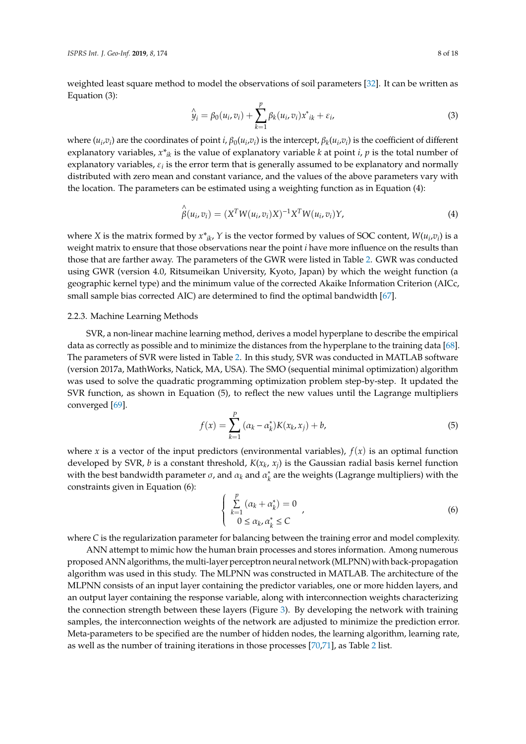weighted least square method to model the observations of soil parameters [32]. It can be written as Equation (3):

$$\hat{y}_i = \beta_0(u_i, v_i) + \sum_{k=1}^{p} \beta_k(u_i, v_i) x^*{}_{ik} + \varepsilon_i, \tag{3}$$

where ($u_i$,$v_i$) are the coordinates of point $i$, $\beta_0(u_i,v_i)$ is the intercept, $\beta_k(u_i,v_i)$ is the coefficient of different explanatory variables, $x^*{}_{ik}$ is the value of explanatory variable $k$ at point $i$, $p$ is the total number of explanatory variables, $\varepsilon_i$ is the error term that is generally assumed to be explanatory and normally distributed with zero mean and constant variance, and the values of the above parameters vary with the location. The parameters can be estimated using a weighting function as in Equation (4):

$$\hat{\beta}(u_i, v_i) = (X^T W(u_i, v_i) X)^{-1} X^T W(u_i, v_i) Y, \tag{4}$$

where $X$ is the matrix formed by $x^*{}_{ik}$, $Y$ is the vector formed by values of SOC content, $W(u_i,v_i)$ is a weight matrix to ensure that those observations near the point $i$ have more influence on the results than those that are farther away. The parameters of the GWR were listed in Table 2. GWR was conducted using GWR (version 4.0, Ritsumeikan University, Kyoto, Japan) by which the weight function (a geographic kernel type) and the minimum value of the corrected Akaike Information Criterion (AICc, small sample bias corrected AIC) are determined to find the optimal bandwidth [67].

### 2.2.3. Machine Learning Methods

SVR, a non-linear machine learning method, derives a model hyperplane to describe the empirical data as correctly as possible and to minimize the distances from the hyperplane to the training data [68]. The parameters of SVR were listed in Table 2. In this study, SVR was conducted in MATLAB software (version 2017a, MathWorks, Natick, MA, USA). The SMO (sequential minimal optimization) algorithm was used to solve the quadratic programming optimization problem step-by-step. It updated the SVR function, as shown in Equation (5), to reflect the new values until the Lagrange multipliers converged [69].

$$f(x) = \sum_{k=1}^{P} (\alpha_k - \alpha_k^*) K(x_k, x_j) + b, \tag{5}$$

where $x$ is a vector of the input predictors (environmental variables), $f(x)$ is an optimal function developed by SVR, $b$ is a constant threshold, $K(x_k, x_j)$ is the Gaussian radial basis kernel function with the best bandwidth parameter $\sigma$, and $\alpha_k$ and $\alpha_k^*$ are the weights (Lagrange multipliers) with the constraints given in Equation (6):

$$\begin{cases} \sum\limits_{k=1}^{p} (\alpha_k + \alpha_k^*) = 0 \\ 0 \le \alpha_k, \alpha_k^* \le C \end{cases}, \tag{6}$$

where $C$ is the regularization parameter for balancing between the training error and model complexity.

ANN attempt to mimic how the human brain processes and stores information. Among numerous proposed ANN algorithms, the multi-layer perceptron neural network (MLPNN) with back-propagation algorithm was used in this study. The MLPNN was constructed in MATLAB. The architecture of the MLPNN consists of an input layer containing the predictor variables, one or more hidden layers, and an output layer containing the response variable, along with interconnection weights characterizing the connection strength between these layers (Figure 3). By developing the network with training samples, the interconnection weights of the network are adjusted to minimize the prediction error. Meta-parameters to be specified are the number of hidden nodes, the learning algorithm, learning rate, as well as the number of training iterations in those processes [70,71], as Table 2 list.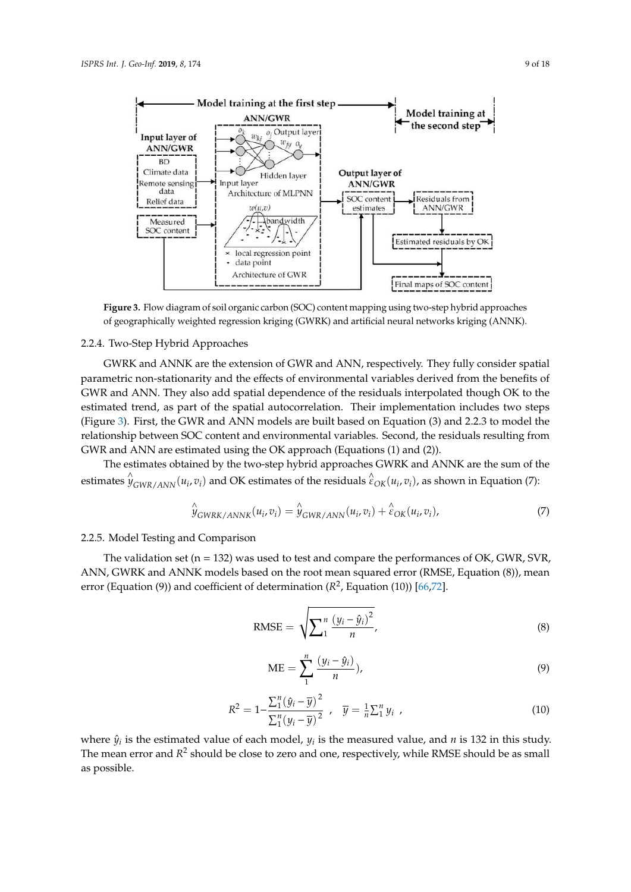**Figure 3.** Flow diagram of soil organic carbon (SOC) content mapping using two-step hybrid approaches of geographically weighted regression kriging (GWRK) and artificial neural networks kriging (ANNK).

### 2.2.4. Two-Step Hybrid Approaches

GWRK and ANNK are the extension of GWR and ANN, respectively. They fully consider spatial parametric non-stationarity and the effects of environmental variables derived from the benefits of GWR and ANN. They also add spatial dependence of the residuals interpolated though OK to the estimated trend, as part of the spatial autocorrelation. Their implementation includes two steps (Figure 3). First, the GWR and ANN models are built based on Equation (3) and 2.2.3 to model the relationship between SOC content and environmental variables. Second, the residuals resulting from GWR and ANN are estimated using the OK approach (Equations (1) and (2)).

The estimates obtained by the two-step hybrid approaches GWRK and ANNK are the sum of the estimates $\hat{y}_{GWR/ANN}(u_i, v_i)$ and OK estimates of the residuals $\hat{\varepsilon}_{OK}(u_i, v_i)$, as shown in Equation (7):

$$\hat{y}_{GWRK/ANNK}(u_i, v_i) = \hat{y}_{GWR/ANN}(u_i, v_i) + \hat{\varepsilon}_{OK}(u_i, v_i), \tag{7}$$

### 2.2.5. Model Testing and Comparison

The validation set (n = 132) was used to test and compare the performances of OK, GWR, SVR, ANN, GWRK and ANNK models based on the root mean squared error (RMSE, Equation (8)), mean error (Equation (9)) and coefficient of determination ($R^2$, Equation (10)) [66,72].

$$\text{RMSE} = \sqrt{\sum_1^n \frac{(y_i - \hat{y}_i)^2}{n}}, \tag{8}$$

$$\text{ME} = \sum_1^n \frac{(y_i - \hat{y}_i)}{n}), \tag{9}$$

$$R^2 = 1 - \frac{\sum_1^n (\hat{y}_i - \overline{y})^2}{\sum_1^n (y_i - \overline{y})^2}\ ,\quad \overline{y} = \frac{1}{n}\sum_1^n y_i\ , \tag{10}$$

where $\hat{y}_i$ is the estimated value of each model, $y_i$ is the measured value, and $n$ is 132 in this study. The mean error and $R^2$ should be close to zero and one, respectively, while RMSE should be as small as possible.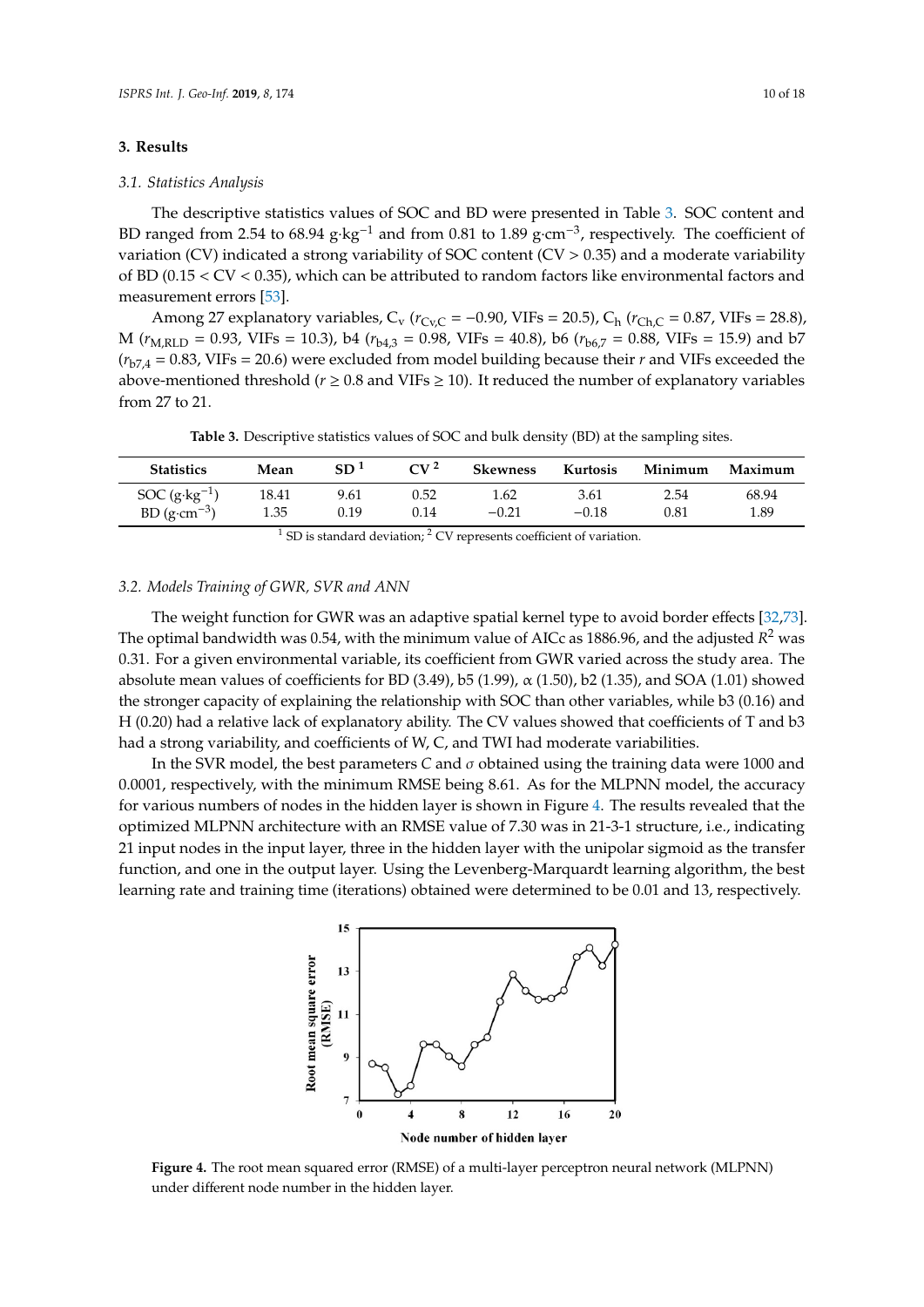## 3. Results

### 3.1. Statistics Analysis

The descriptive statistics values of SOC and BD were presented in Table 3. SOC content and BD ranged from 2.54 to 68.94 g·kg$^{-1}$ and from 0.81 to 1.89 g·cm$^{-3}$, respectively. The coefficient of variation (CV) indicated a strong variability of SOC content (CV > 0.35) and a moderate variability of BD (0.15 < CV < 0.35), which can be attributed to random factors like environmental factors and measurement errors [53].

Among 27 explanatory variables, $C_v$ ($r_{Cv,C} = -0.90$, VIFs = 20.5), $C_h$ ($r_{Ch,C} = 0.87$, VIFs = 28.8), M ($r_{M,RLD} = 0.93$, VIFs = 10.3), b4 ($r_{b4,3} = 0.98$, VIFs = 40.8), b6 ($r_{b6,7} = 0.88$, VIFs = 15.9) and b7 ($r_{b7,4} = 0.83$, VIFs = 20.6) were excluded from model building because their $r$ and VIFs exceeded the above-mentioned threshold ($r \geq 0.8$ and VIFs $\geq 10$). It reduced the number of explanatory variables from 27 to 21.

**Table 3.** Descriptive statistics values of SOC and bulk density (BD) at the sampling sites.

| Statistics | Mean | SD [1] | CV [2] | Skewness | Kurtosis | Minimum | Maximum |
|---|---|---|---|---|---|---|---|
| SOC (g·kg$^{-1}$) | 18.41 | 9.61 | 0.52 | 1.62 | 3.61 | 2.54 | 68.94 |
| BD (g·cm$^{-3}$) | 1.35 | 0.19 | 0.14 | −0.21 | −0.18 | 0.81 | 1.89 |

[1] SD is standard deviation; [2] CV represents coefficient of variation.

### 3.2. Models Training of GWR, SVR and ANN

The weight function for GWR was an adaptive spatial kernel type to avoid border effects [32,73]. The optimal bandwidth was 0.54, with the minimum value of AICc as 1886.96, and the adjusted $R^2$ was 0.31. For a given environmental variable, its coefficient from GWR varied across the study area. The absolute mean values of coefficients for BD (3.49), b5 (1.99), $\alpha$ (1.50), b2 (1.35), and SOA (1.01) showed the stronger capacity of explaining the relationship with SOC than other variables, while b3 (0.16) and H (0.20) had a relative lack of explanatory ability. The CV values showed that coefficients of T and b3 had a strong variability, and coefficients of W, C, and TWI had moderate variabilities.

In the SVR model, the best parameters $C$ and $\sigma$ obtained using the training data were 1000 and 0.0001, respectively, with the minimum RMSE being 8.61. As for the MLPNN model, the accuracy for various numbers of nodes in the hidden layer is shown in Figure 4. The results revealed that the optimized MLPNN architecture with an RMSE value of 7.30 was in 21-3-1 structure, i.e., indicating 21 input nodes in the input layer, three in the hidden layer with the unipolar sigmoid as the transfer function, and one in the output layer. Using the Levenberg-Marquardt learning algorithm, the best learning rate and training time (iterations) obtained were determined to be 0.01 and 13, respectively.

**Figure 4.** The root mean squared error (RMSE) of a multi-layer perceptron neural network (MLPNN) under different node number in the hidden layer.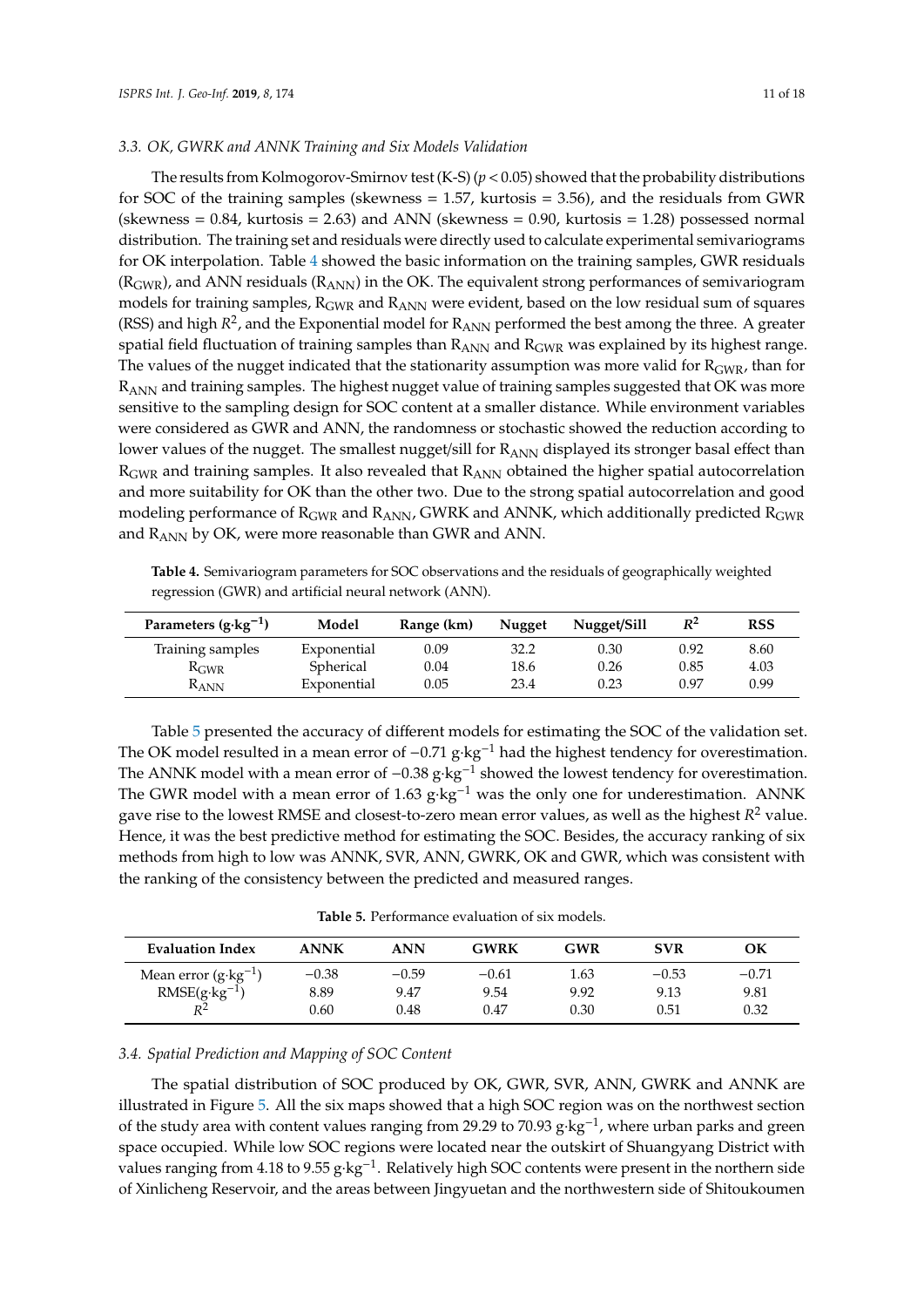### 3.3. OK, GWRK and ANNK Training and Six Models Validation

The results from Kolmogorov-Smirnov test (K-S) ($p < 0.05$) showed that the probability distributions for SOC of the training samples (skewness = 1.57, kurtosis = 3.56), and the residuals from GWR (skewness = 0.84, kurtosis = 2.63) and ANN (skewness = 0.90, kurtosis = 1.28) possessed normal distribution. The training set and residuals were directly used to calculate experimental semivariograms for OK interpolation. Table 4 showed the basic information on the training samples, GWR residuals ($R_{GWR}$), and ANN residuals ($R_{ANN}$) in the OK. The equivalent strong performances of semivariogram models for training samples, $R_{GWR}$ and $R_{ANN}$ were evident, based on the low residual sum of squares (RSS) and high $R^2$, and the Exponential model for $R_{ANN}$ performed the best among the three. A greater spatial field fluctuation of training samples than $R_{ANN}$ and $R_{GWR}$ was explained by its highest range. The values of the nugget indicated that the stationarity assumption was more valid for $R_{GWR}$, than for $R_{ANN}$ and training samples. The highest nugget value of training samples suggested that OK was more sensitive to the sampling design for SOC content at a smaller distance. While environment variables were considered as GWR and ANN, the randomness or stochastic showed the reduction according to lower values of the nugget. The smallest nugget/sill for $R_{ANN}$ displayed its stronger basal effect than $R_{GWR}$ and training samples. It also revealed that $R_{ANN}$ obtained the higher spatial autocorrelation and more suitability for OK than the other two. Due to the strong spatial autocorrelation and good modeling performance of $R_{GWR}$ and $R_{ANN}$, GWRK and ANNK, which additionally predicted $R_{GWR}$ and $R_{ANN}$ by OK, were more reasonable than GWR and ANN.

**Table 4.** Semivariogram parameters for SOC observations and the residuals of geographically weighted regression (GWR) and artificial neural network (ANN).

| Parameters (g·kg$^{-1}$) | Model | Range (km) | Nugget | Nugget/Sill | $R^2$ | RSS |
|---|---|---|---|---|---|---|
| Training samples | Exponential | 0.09 | 32.2 | 0.30 | 0.92 | 8.60 |
| $R_{GWR}$ | Spherical | 0.04 | 18.6 | 0.26 | 0.85 | 4.03 |
| $R_{ANN}$ | Exponential | 0.05 | 23.4 | 0.23 | 0.97 | 0.99 |

Table 5 presented the accuracy of different models for estimating the SOC of the validation set. The OK model resulted in a mean error of −0.71 g·kg$^{-1}$ had the highest tendency for overestimation. The ANNK model with a mean error of −0.38 g·kg$^{-1}$ showed the lowest tendency for overestimation. The GWR model with a mean error of 1.63 g·kg$^{-1}$ was the only one for underestimation. ANNK gave rise to the lowest RMSE and closest-to-zero mean error values, as well as the highest $R^2$ value. Hence, it was the best predictive method for estimating the SOC. Besides, the accuracy ranking of six methods from high to low was ANNK, SVR, ANN, GWRK, OK and GWR, which was consistent with the ranking of the consistency between the predicted and measured ranges.

**Table 5.** Performance evaluation of six models.

| Evaluation Index | ANNK | ANN | GWRK | GWR | SVR | OK |
|---|---|---|---|---|---|---|
| Mean error (g·kg$^{-1}$) | −0.38 | −0.59 | −0.61 | 1.63 | −0.53 | −0.71 |
| RMSE(g·kg$^{-1}$) | 8.89 | 9.47 | 9.54 | 9.92 | 9.13 | 9.81 |
| $R^2$ | 0.60 | 0.48 | 0.47 | 0.30 | 0.51 | 0.32 |

### 3.4. Spatial Prediction and Mapping of SOC Content

The spatial distribution of SOC produced by OK, GWR, SVR, ANN, GWRK and ANNK are illustrated in Figure 5. All the six maps showed that a high SOC region was on the northwest section of the study area with content values ranging from 29.29 to 70.93 g·kg$^{-1}$, where urban parks and green space occupied. While low SOC regions were located near the outskirt of Shuangyang District with values ranging from 4.18 to 9.55 g·kg$^{-1}$. Relatively high SOC contents were present in the northern side of Xinlicheng Reservoir, and the areas between Jingyuetan and the northwestern side of Shitoukoumen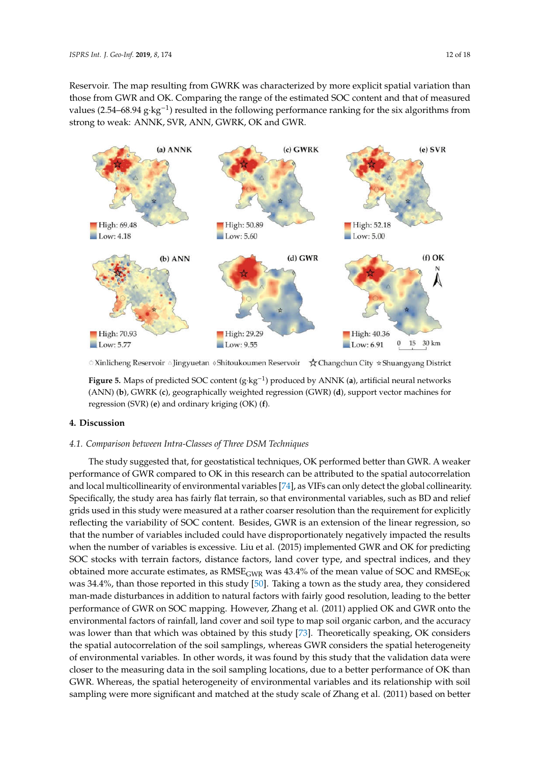Reservoir. The map resulting from GWRK was characterized by more explicit spatial variation than those from GWR and OK. Comparing the range of the estimated SOC content and that of measured values (2.54–68.94 g·kg$^{-1}$) resulted in the following performance ranking for the six algorithms from strong to weak: ANNK, SVR, ANN, GWRK, OK and GWR.

**Figure 5.** Maps of predicted SOC content (g·kg$^{-1}$) produced by ANNK (**a**), artificial neural networks (ANN) (**b**), GWRK (**c**), geographically weighted regression (GWR) (**d**), support vector machines for regression (SVR) (**e**) and ordinary kriging (OK) (**f**).

## 4. Discussion

### *4.1. Comparison between Intra-Classes of Three DSM Techniques*

The study suggested that, for geostatistical techniques, OK performed better than GWR. A weaker performance of GWR compared to OK in this research can be attributed to the spatial autocorrelation and local multicollinearity of environmental variables [74], as VIFs can only detect the global collinearity. Specifically, the study area has fairly flat terrain, so that environmental variables, such as BD and relief grids used in this study were measured at a rather coarser resolution than the requirement for explicitly reflecting the variability of SOC content. Besides, GWR is an extension of the linear regression, so that the number of variables included could have disproportionately negatively impacted the results when the number of variables is excessive. Liu et al. (2015) implemented GWR and OK for predicting SOC stocks with terrain factors, distance factors, land cover type, and spectral indices, and they obtained more accurate estimates, as $RMSE_{GWR}$ was 43.4% of the mean value of SOC and $RMSE_{OK}$ was 34.4%, than those reported in this study [50]. Taking a town as the study area, they considered man-made disturbances in addition to natural factors with fairly good resolution, leading to the better performance of GWR on SOC mapping. However, Zhang et al. (2011) applied OK and GWR onto the environmental factors of rainfall, land cover and soil type to map soil organic carbon, and the accuracy was lower than that which was obtained by this study [73]. Theoretically speaking, OK considers the spatial autocorrelation of the soil samplings, whereas GWR considers the spatial heterogeneity of environmental variables. In other words, it was found by this study that the validation data were closer to the measuring data in the soil sampling locations, due to a better performance of OK than GWR. Whereas, the spatial heterogeneity of environmental variables and its relationship with soil sampling were more significant and matched at the study scale of Zhang et al. (2011) based on better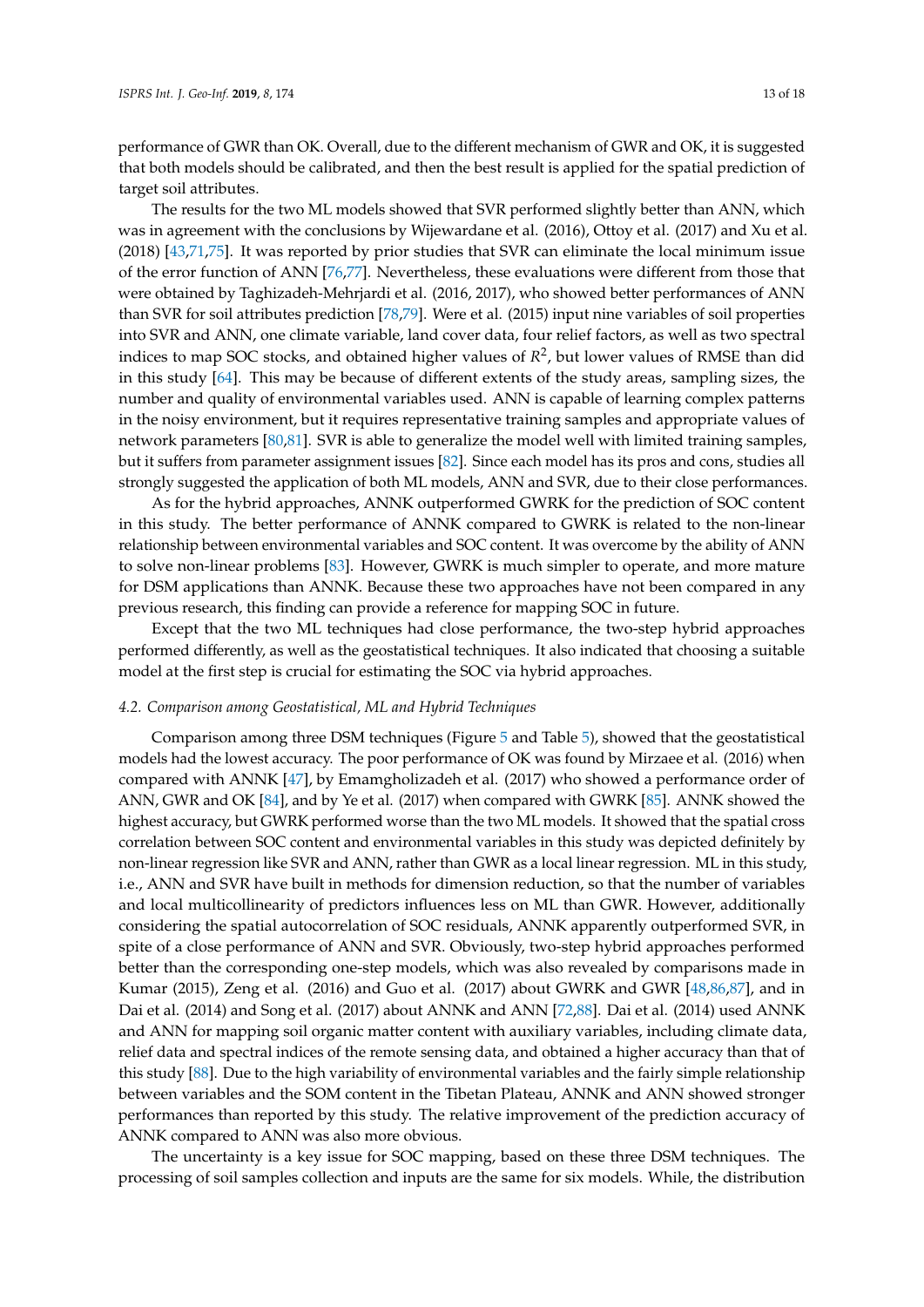performance of GWR than OK. Overall, due to the different mechanism of GWR and OK, it is suggested that both models should be calibrated, and then the best result is applied for the spatial prediction of target soil attributes.

The results for the two ML models showed that SVR performed slightly better than ANN, which was in agreement with the conclusions by Wijewardane et al. (2016), Ottoy et al. (2017) and Xu et al. (2018) [43,71,75]. It was reported by prior studies that SVR can eliminate the local minimum issue of the error function of ANN [76,77]. Nevertheless, these evaluations were different from those that were obtained by Taghizadeh-Mehrjardi et al. (2016, 2017), who showed better performances of ANN than SVR for soil attributes prediction [78,79]. Were et al. (2015) input nine variables of soil properties into SVR and ANN, one climate variable, land cover data, four relief factors, as well as two spectral indices to map SOC stocks, and obtained higher values of $R^2$, but lower values of RMSE than did in this study [64]. This may be because of different extents of the study areas, sampling sizes, the number and quality of environmental variables used. ANN is capable of learning complex patterns in the noisy environment, but it requires representative training samples and appropriate values of network parameters [80,81]. SVR is able to generalize the model well with limited training samples, but it suffers from parameter assignment issues [82]. Since each model has its pros and cons, studies all strongly suggested the application of both ML models, ANN and SVR, due to their close performances.

As for the hybrid approaches, ANNK outperformed GWRK for the prediction of SOC content in this study. The better performance of ANNK compared to GWRK is related to the non-linear relationship between environmental variables and SOC content. It was overcome by the ability of ANN to solve non-linear problems [83]. However, GWRK is much simpler to operate, and more mature for DSM applications than ANNK. Because these two approaches have not been compared in any previous research, this finding can provide a reference for mapping SOC in future.

Except that the two ML techniques had close performance, the two-step hybrid approaches performed differently, as well as the geostatistical techniques. It also indicated that choosing a suitable model at the first step is crucial for estimating the SOC via hybrid approaches.

### *4.2. Comparison among Geostatistical, ML and Hybrid Techniques*

Comparison among three DSM techniques (Figure 5 and Table 5), showed that the geostatistical models had the lowest accuracy. The poor performance of OK was found by Mirzaee et al. (2016) when compared with ANNK [47], by Emamgholizadeh et al. (2017) who showed a performance order of ANN, GWR and OK [84], and by Ye et al. (2017) when compared with GWRK [85]. ANNK showed the highest accuracy, but GWRK performed worse than the two ML models. It showed that the spatial cross correlation between SOC content and environmental variables in this study was depicted definitely by non-linear regression like SVR and ANN, rather than GWR as a local linear regression. ML in this study, i.e., ANN and SVR have built in methods for dimension reduction, so that the number of variables and local multicollinearity of predictors influences less on ML than GWR. However, additionally considering the spatial autocorrelation of SOC residuals, ANNK apparently outperformed SVR, in spite of a close performance of ANN and SVR. Obviously, two-step hybrid approaches performed better than the corresponding one-step models, which was also revealed by comparisons made in Kumar (2015), Zeng et al. (2016) and Guo et al. (2017) about GWRK and GWR [48,86,87], and in Dai et al. (2014) and Song et al. (2017) about ANNK and ANN [72,88]. Dai et al. (2014) used ANNK and ANN for mapping soil organic matter content with auxiliary variables, including climate data, relief data and spectral indices of the remote sensing data, and obtained a higher accuracy than that of this study [88]. Due to the high variability of environmental variables and the fairly simple relationship between variables and the SOM content in the Tibetan Plateau, ANNK and ANN showed stronger performances than reported by this study. The relative improvement of the prediction accuracy of ANNK compared to ANN was also more obvious.

The uncertainty is a key issue for SOC mapping, based on these three DSM techniques. The processing of soil samples collection and inputs are the same for six models. While, the distribution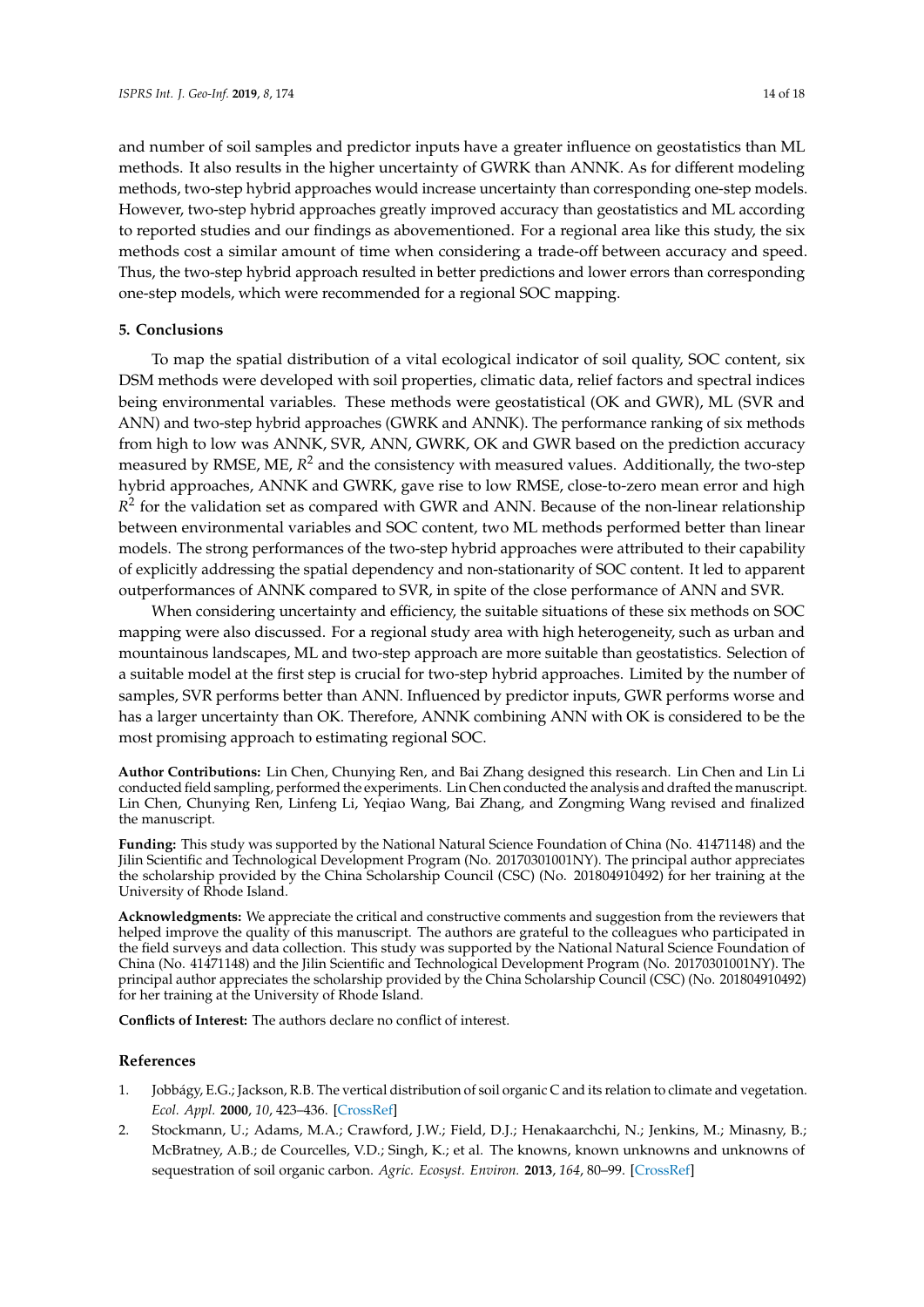and number of soil samples and predictor inputs have a greater influence on geostatistics than ML methods. It also results in the higher uncertainty of GWRK than ANNK. As for different modeling methods, two-step hybrid approaches would increase uncertainty than corresponding one-step models. However, two-step hybrid approaches greatly improved accuracy than geostatistics and ML according to reported studies and our findings as abovementioned. For a regional area like this study, the six methods cost a similar amount of time when considering a trade-off between accuracy and speed. Thus, the two-step hybrid approach resulted in better predictions and lower errors than corresponding one-step models, which were recommended for a regional SOC mapping.

## 5. Conclusions

To map the spatial distribution of a vital ecological indicator of soil quality, SOC content, six DSM methods were developed with soil properties, climatic data, relief factors and spectral indices being environmental variables. These methods were geostatistical (OK and GWR), ML (SVR and ANN) and two-step hybrid approaches (GWRK and ANNK). The performance ranking of six methods from high to low was ANNK, SVR, ANN, GWRK, OK and GWR based on the prediction accuracy measured by RMSE, ME, $R^2$ and the consistency with measured values. Additionally, the two-step hybrid approaches, ANNK and GWRK, gave rise to low RMSE, close-to-zero mean error and high $R^2$ for the validation set as compared with GWR and ANN. Because of the non-linear relationship between environmental variables and SOC content, two ML methods performed better than linear models. The strong performances of the two-step hybrid approaches were attributed to their capability of explicitly addressing the spatial dependency and non-stationarity of SOC content. It led to apparent outperformances of ANNK compared to SVR, in spite of the close performance of ANN and SVR.

When considering uncertainty and efficiency, the suitable situations of these six methods on SOC mapping were also discussed. For a regional study area with high heterogeneity, such as urban and mountainous landscapes, ML and two-step approach are more suitable than geostatistics. Selection of a suitable model at the first step is crucial for two-step hybrid approaches. Limited by the number of samples, SVR performs better than ANN. Influenced by predictor inputs, GWR performs worse and has a larger uncertainty than OK. Therefore, ANNK combining ANN with OK is considered to be the most promising approach to estimating regional SOC.

**Author Contributions:** Lin Chen, Chunying Ren, and Bai Zhang designed this research. Lin Chen and Lin Li conducted field sampling, performed the experiments. Lin Chen conducted the analysis and drafted the manuscript. Lin Chen, Chunying Ren, Linfeng Li, Yeqiao Wang, Bai Zhang, and Zongming Wang revised and finalized the manuscript.

**Funding:** This study was supported by the National Natural Science Foundation of China (No. 41471148) and the Jilin Scientific and Technological Development Program (No. 20170301001NY). The principal author appreciates the scholarship provided by the China Scholarship Council (CSC) (No. 201804910492) for her training at the University of Rhode Island.

**Acknowledgments:** We appreciate the critical and constructive comments and suggestion from the reviewers that helped improve the quality of this manuscript. The authors are grateful to the colleagues who participated in the field surveys and data collection. This study was supported by the National Natural Science Foundation of China (No. 41471148) and the Jilin Scientific and Technological Development Program (No. 20170301001NY). The principal author appreciates the scholarship provided by the China Scholarship Council (CSC) (No. 201804910492) for her training at the University of Rhode Island.

**Conflicts of Interest:** The authors declare no conflict of interest.

## References

1. Jobbágy, E.G.; Jackson, R.B. The vertical distribution of soil organic C and its relation to climate and vegetation. *Ecol. Appl.* **2000**, *10*, 423–436. [CrossRef]
2. Stockmann, U.; Adams, M.A.; Crawford, J.W.; Field, D.J.; Henakaarchchi, N.; Jenkins, M.; Minasny, B.; McBratney, A.B.; de Courcelles, V.D.; Singh, K.; et al. The knowns, known unknowns and unknowns of sequestration of soil organic carbon. *Agric. Ecosyst. Environ.* **2013**, *164*, 80–99. [CrossRef]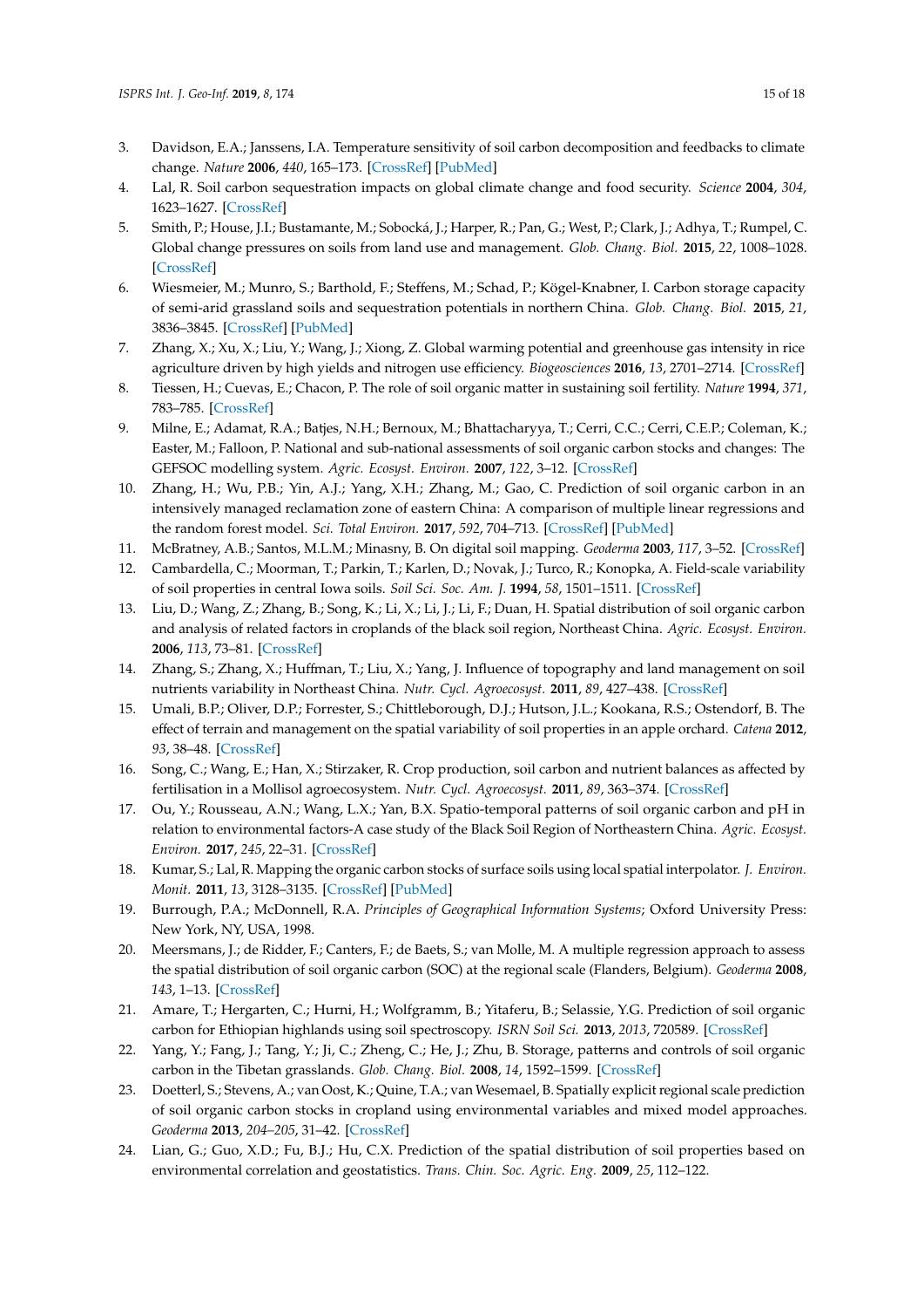3. Davidson, E.A.; Janssens, I.A. Temperature sensitivity of soil carbon decomposition and feedbacks to climate change. *Nature* **2006**, *440*, 165–173. [CrossRef] [PubMed]
4. Lal, R. Soil carbon sequestration impacts on global climate change and food security. *Science* **2004**, *304*, 1623–1627. [CrossRef]
5. Smith, P.; House, J.I.; Bustamante, M.; Sobocká, J.; Harper, R.; Pan, G.; West, P.; Clark, J.; Adhya, T.; Rumpel, C. Global change pressures on soils from land use and management. *Glob. Chang. Biol.* **2015**, *22*, 1008–1028. [CrossRef]
6. Wiesmeier, M.; Munro, S.; Barthold, F.; Steffens, M.; Schad, P.; Kögel-Knabner, I. Carbon storage capacity of semi-arid grassland soils and sequestration potentials in northern China. *Glob. Chang. Biol.* **2015**, *21*, 3836–3845. [CrossRef] [PubMed]
7. Zhang, X.; Xu, X.; Liu, Y.; Wang, J.; Xiong, Z. Global warming potential and greenhouse gas intensity in rice agriculture driven by high yields and nitrogen use efficiency. *Biogeosciences* **2016**, *13*, 2701–2714. [CrossRef]
8. Tiessen, H.; Cuevas, E.; Chacon, P. The role of soil organic matter in sustaining soil fertility. *Nature* **1994**, *371*, 783–785. [CrossRef]
9. Milne, E.; Adamat, R.A.; Batjes, N.H.; Bernoux, M.; Bhattacharyya, T.; Cerri, C.C.; Cerri, C.E.P.; Coleman, K.; Easter, M.; Falloon, P. National and sub-national assessments of soil organic carbon stocks and changes: The GEFSOC modelling system. *Agric. Ecosyst. Environ.* **2007**, *122*, 3–12. [CrossRef]
10. Zhang, H.; Wu, P.B.; Yin, A.J.; Yang, X.H.; Zhang, M.; Gao, C. Prediction of soil organic carbon in an intensively managed reclamation zone of eastern China: A comparison of multiple linear regressions and the random forest model. *Sci. Total Environ.* **2017**, *592*, 704–713. [CrossRef] [PubMed]
11. McBratney, A.B.; Santos, M.L.M.; Minasny, B. On digital soil mapping. *Geoderma* **2003**, *117*, 3–52. [CrossRef]
12. Cambardella, C.; Moorman, T.; Parkin, T.; Karlen, D.; Novak, J.; Turco, R.; Konopka, A. Field-scale variability of soil properties in central Iowa soils. *Soil Sci. Soc. Am. J.* **1994**, *58*, 1501–1511. [CrossRef]
13. Liu, D.; Wang, Z.; Zhang, B.; Song, K.; Li, X.; Li, J.; Li, F.; Duan, H. Spatial distribution of soil organic carbon and analysis of related factors in croplands of the black soil region, Northeast China. *Agric. Ecosyst. Environ.* **2006**, *113*, 73–81. [CrossRef]
14. Zhang, S.; Zhang, X.; Huffman, T.; Liu, X.; Yang, J. Influence of topography and land management on soil nutrients variability in Northeast China. *Nutr. Cycl. Agroecosyst.* **2011**, *89*, 427–438. [CrossRef]
15. Umali, B.P.; Oliver, D.P.; Forrester, S.; Chittleborough, D.J.; Hutson, J.L.; Kookana, R.S.; Ostendorf, B. The effect of terrain and management on the spatial variability of soil properties in an apple orchard. *Catena* **2012**, *93*, 38–48. [CrossRef]
16. Song, C.; Wang, E.; Han, X.; Stirzaker, R. Crop production, soil carbon and nutrient balances as affected by fertilisation in a Mollisol agroecosystem. *Nutr. Cycl. Agroecosyst.* **2011**, *89*, 363–374. [CrossRef]
17. Ou, Y.; Rousseau, A.N.; Wang, L.X.; Yan, B.X. Spatio-temporal patterns of soil organic carbon and pH in relation to environmental factors-A case study of the Black Soil Region of Northeastern China. *Agric. Ecosyst. Environ.* **2017**, *245*, 22–31. [CrossRef]
18. Kumar, S.; Lal, R. Mapping the organic carbon stocks of surface soils using local spatial interpolator. *J. Environ. Monit.* **2011**, *13*, 3128–3135. [CrossRef] [PubMed]
19. Burrough, P.A.; McDonnell, R.A. *Principles of Geographical Information Systems*; Oxford University Press: New York, NY, USA, 1998.
20. Meersmans, J.; de Ridder, F.; Canters, F.; de Baets, S.; van Molle, M. A multiple regression approach to assess the spatial distribution of soil organic carbon (SOC) at the regional scale (Flanders, Belgium). *Geoderma* **2008**, *143*, 1–13. [CrossRef]
21. Amare, T.; Hergarten, C.; Hurni, H.; Wolfgramm, B.; Yitaferu, B.; Selassie, Y.G. Prediction of soil organic carbon for Ethiopian highlands using soil spectroscopy. *ISRN Soil Sci.* **2013**, *2013*, 720589. [CrossRef]
22. Yang, Y.; Fang, J.; Tang, Y.; Ji, C.; Zheng, C.; He, J.; Zhu, B. Storage, patterns and controls of soil organic carbon in the Tibetan grasslands. *Glob. Chang. Biol.* **2008**, *14*, 1592–1599. [CrossRef]
23. Doetterl, S.; Stevens, A.; van Oost, K.; Quine, T.A.; van Wesemael, B. Spatially explicit regional scale prediction of soil organic carbon stocks in cropland using environmental variables and mixed model approaches. *Geoderma* **2013**, *204–205*, 31–42. [CrossRef]
24. Lian, G.; Guo, X.D.; Fu, B.J.; Hu, C.X. Prediction of the spatial distribution of soil properties based on environmental correlation and geostatistics. *Trans. Chin. Soc. Agric. Eng.* **2009**, *25*, 112–122.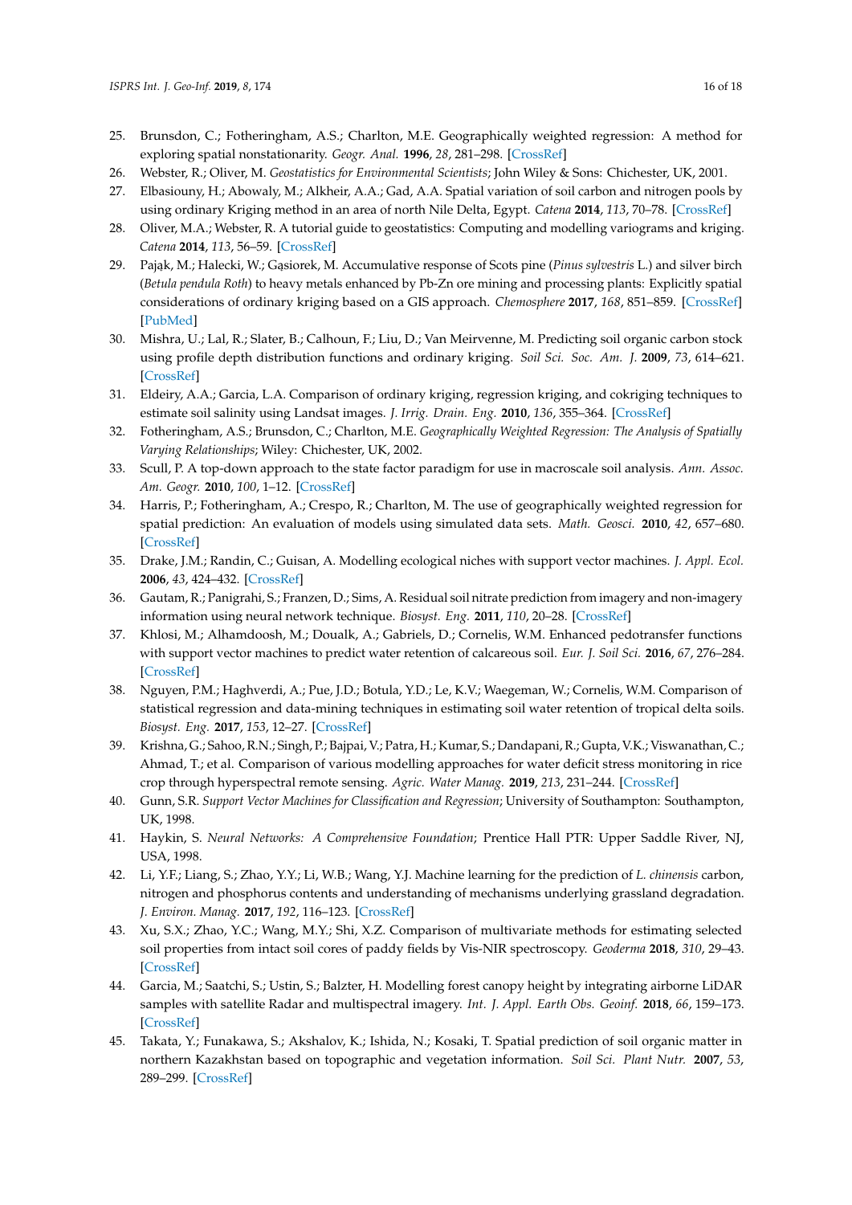25. Brunsdon, C.; Fotheringham, A.S.; Charlton, M.E. Geographically weighted regression: A method for exploring spatial nonstationarity. *Geogr. Anal.* **1996**, *28*, 281–298. [CrossRef]
26. Webster, R.; Oliver, M. *Geostatistics for Environmental Scientists*; John Wiley & Sons: Chichester, UK, 2001.
27. Elbasiouny, H.; Abowaly, M.; Alkheir, A.A.; Gad, A.A. Spatial variation of soil carbon and nitrogen pools by using ordinary Kriging method in an area of north Nile Delta, Egypt. *Catena* **2014**, *113*, 70–78. [CrossRef]
28. Oliver, M.A.; Webster, R. A tutorial guide to geostatistics: Computing and modelling variograms and kriging. *Catena* **2014**, *113*, 56–59. [CrossRef]
29. Pająk, M.; Halecki, W.; Gąsiorek, M. Accumulative response of Scots pine (*Pinus sylvestris* L.) and silver birch (*Betula pendula Roth*) to heavy metals enhanced by Pb-Zn ore mining and processing plants: Explicitly spatial considerations of ordinary kriging based on a GIS approach. *Chemosphere* **2017**, *168*, 851–859. [CrossRef] [PubMed]
30. Mishra, U.; Lal, R.; Slater, B.; Calhoun, F.; Liu, D.; Van Meirvenne, M. Predicting soil organic carbon stock using profile depth distribution functions and ordinary kriging. *Soil Sci. Soc. Am. J.* **2009**, *73*, 614–621. [CrossRef]
31. Eldeiry, A.A.; Garcia, L.A. Comparison of ordinary kriging, regression kriging, and cokriging techniques to estimate soil salinity using Landsat images. *J. Irrig. Drain. Eng.* **2010**, *136*, 355–364. [CrossRef]
32. Fotheringham, A.S.; Brunsdon, C.; Charlton, M.E. *Geographically Weighted Regression: The Analysis of Spatially Varying Relationships*; Wiley: Chichester, UK, 2002.
33. Scull, P. A top-down approach to the state factor paradigm for use in macroscale soil analysis. *Ann. Assoc. Am. Geogr.* **2010**, *100*, 1–12. [CrossRef]
34. Harris, P.; Fotheringham, A.; Crespo, R.; Charlton, M. The use of geographically weighted regression for spatial prediction: An evaluation of models using simulated data sets. *Math. Geosci.* **2010**, *42*, 657–680. [CrossRef]
35. Drake, J.M.; Randin, C.; Guisan, A. Modelling ecological niches with support vector machines. *J. Appl. Ecol.* **2006**, *43*, 424–432. [CrossRef]
36. Gautam, R.; Panigrahi, S.; Franzen, D.; Sims, A. Residual soil nitrate prediction from imagery and non-imagery information using neural network technique. *Biosyst. Eng.* **2011**, *110*, 20–28. [CrossRef]
37. Khlosi, M.; Alhamdoosh, M.; Doualk, A.; Gabriels, D.; Cornelis, W.M. Enhanced pedotransfer functions with support vector machines to predict water retention of calcareous soil. *Eur. J. Soil Sci.* **2016**, *67*, 276–284. [CrossRef]
38. Nguyen, P.M.; Haghverdi, A.; Pue, J.D.; Botula, Y.D.; Le, K.V.; Waegeman, W.; Cornelis, W.M. Comparison of statistical regression and data-mining techniques in estimating soil water retention of tropical delta soils. *Biosyst. Eng.* **2017**, *153*, 12–27. [CrossRef]
39. Krishna, G.; Sahoo, R.N.; Singh, P.; Bajpai, V.; Patra, H.; Kumar, S.; Dandapani, R.; Gupta, V.K.; Viswanathan, C.; Ahmad, T.; et al. Comparison of various modelling approaches for water deficit stress monitoring in rice crop through hyperspectral remote sensing. *Agric. Water Manag.* **2019**, *213*, 231–244. [CrossRef]
40. Gunn, S.R. *Support Vector Machines for Classification and Regression*; University of Southampton: Southampton, UK, 1998.
41. Haykin, S. *Neural Networks: A Comprehensive Foundation*; Prentice Hall PTR: Upper Saddle River, NJ, USA, 1998.
42. Li, Y.F.; Liang, S.; Zhao, Y.Y.; Li, W.B.; Wang, Y.J. Machine learning for the prediction of *L. chinensis* carbon, nitrogen and phosphorus contents and understanding of mechanisms underlying grassland degradation. *J. Environ. Manag.* **2017**, *192*, 116–123. [CrossRef]
43. Xu, S.X.; Zhao, Y.C.; Wang, M.Y.; Shi, X.Z. Comparison of multivariate methods for estimating selected soil properties from intact soil cores of paddy fields by Vis-NIR spectroscopy. *Geoderma* **2018**, *310*, 29–43. [CrossRef]
44. Garcia, M.; Saatchi, S.; Ustin, S.; Balzter, H. Modelling forest canopy height by integrating airborne LiDAR samples with satellite Radar and multispectral imagery. *Int. J. Appl. Earth Obs. Geoinf.* **2018**, *66*, 159–173. [CrossRef]
45. Takata, Y.; Funakawa, S.; Akshalov, K.; Ishida, N.; Kosaki, T. Spatial prediction of soil organic matter in northern Kazakhstan based on topographic and vegetation information. *Soil Sci. Plant Nutr.* **2007**, *53*, 289–299. [CrossRef]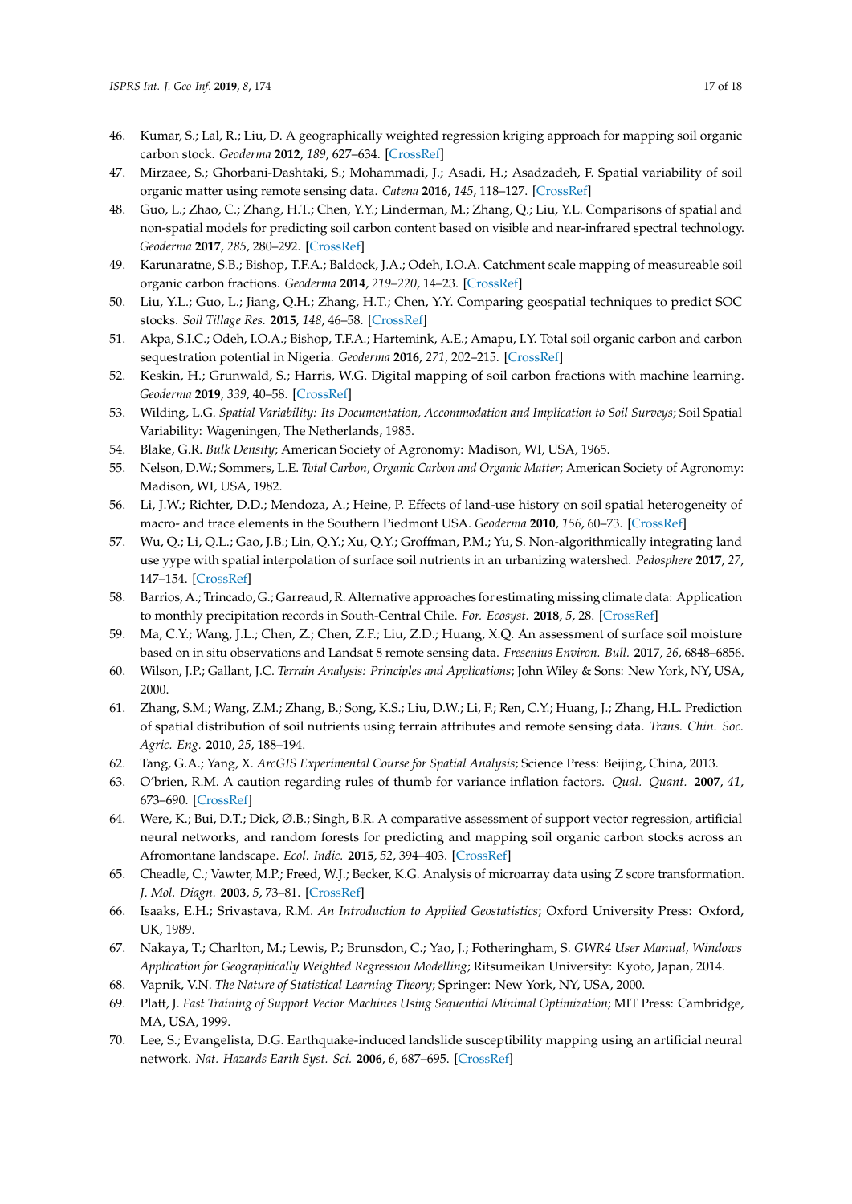46. Kumar, S.; Lal, R.; Liu, D. A geographically weighted regression kriging approach for mapping soil organic carbon stock. *Geoderma* **2012**, *189*, 627–634. [CrossRef]
47. Mirzaee, S.; Ghorbani-Dashtaki, S.; Mohammadi, J.; Asadi, H.; Asadzadeh, F. Spatial variability of soil organic matter using remote sensing data. *Catena* **2016**, *145*, 118–127. [CrossRef]
48. Guo, L.; Zhao, C.; Zhang, H.T.; Chen, Y.Y.; Linderman, M.; Zhang, Q.; Liu, Y.L. Comparisons of spatial and non-spatial models for predicting soil carbon content based on visible and near-infrared spectral technology. *Geoderma* **2017**, *285*, 280–292. [CrossRef]
49. Karunaratne, S.B.; Bishop, T.F.A.; Baldock, J.A.; Odeh, I.O.A. Catchment scale mapping of measureable soil organic carbon fractions. *Geoderma* **2014**, *219–220*, 14–23. [CrossRef]
50. Liu, Y.L.; Guo, L.; Jiang, Q.H.; Zhang, H.T.; Chen, Y.Y. Comparing geospatial techniques to predict SOC stocks. *Soil Tillage Res.* **2015**, *148*, 46–58. [CrossRef]
51. Akpa, S.I.C.; Odeh, I.O.A.; Bishop, T.F.A.; Hartemink, A.E.; Amapu, I.Y. Total soil organic carbon and carbon sequestration potential in Nigeria. *Geoderma* **2016**, *271*, 202–215. [CrossRef]
52. Keskin, H.; Grunwald, S.; Harris, W.G. Digital mapping of soil carbon fractions with machine learning. *Geoderma* **2019**, *339*, 40–58. [CrossRef]
53. Wilding, L.G. *Spatial Variability: Its Documentation, Accommodation and Implication to Soil Surveys*; Soil Spatial Variability: Wageningen, The Netherlands, 1985.
54. Blake, G.R. *Bulk Density*; American Society of Agronomy: Madison, WI, USA, 1965.
55. Nelson, D.W.; Sommers, L.E. *Total Carbon, Organic Carbon and Organic Matter*; American Society of Agronomy: Madison, WI, USA, 1982.
56. Li, J.W.; Richter, D.D.; Mendoza, A.; Heine, P. Effects of land-use history on soil spatial heterogeneity of macro- and trace elements in the Southern Piedmont USA. *Geoderma* **2010**, *156*, 60–73. [CrossRef]
57. Wu, Q.; Li, Q.L.; Gao, J.B.; Lin, Q.Y.; Xu, Q.Y.; Groffman, P.M.; Yu, S. Non-algorithmically integrating land use yype with spatial interpolation of surface soil nutrients in an urbanizing watershed. *Pedosphere* **2017**, *27*, 147–154. [CrossRef]
58. Barrios, A.; Trincado, G.; Garreaud, R. Alternative approaches for estimating missing climate data: Application to monthly precipitation records in South-Central Chile. *For. Ecosyst.* **2018**, *5*, 28. [CrossRef]
59. Ma, C.Y.; Wang, J.L.; Chen, Z.; Chen, Z.F.; Liu, Z.D.; Huang, X.Q. An assessment of surface soil moisture based on in situ observations and Landsat 8 remote sensing data. *Fresenius Environ. Bull.* **2017**, *26*, 6848–6856.
60. Wilson, J.P.; Gallant, J.C. *Terrain Analysis: Principles and Applications*; John Wiley & Sons: New York, NY, USA, 2000.
61. Zhang, S.M.; Wang, Z.M.; Zhang, B.; Song, K.S.; Liu, D.W.; Li, F.; Ren, C.Y.; Huang, J.; Zhang, H.L. Prediction of spatial distribution of soil nutrients using terrain attributes and remote sensing data. *Trans. Chin. Soc. Agric. Eng.* **2010**, *25*, 188–194.
62. Tang, G.A.; Yang, X. *ArcGIS Experimental Course for Spatial Analysis*; Science Press: Beijing, China, 2013.
63. O'brien, R.M. A caution regarding rules of thumb for variance inflation factors. *Qual. Quant.* **2007**, *41*, 673–690. [CrossRef]
64. Were, K.; Bui, D.T.; Dick, Ø.B.; Singh, B.R. A comparative assessment of support vector regression, artificial neural networks, and random forests for predicting and mapping soil organic carbon stocks across an Afromontane landscape. *Ecol. Indic.* **2015**, *52*, 394–403. [CrossRef]
65. Cheadle, C.; Vawter, M.P.; Freed, W.J.; Becker, K.G. Analysis of microarray data using Z score transformation. *J. Mol. Diagn.* **2003**, *5*, 73–81. [CrossRef]
66. Isaaks, E.H.; Srivastava, R.M. *An Introduction to Applied Geostatistics*; Oxford University Press: Oxford, UK, 1989.
67. Nakaya, T.; Charlton, M.; Lewis, P.; Brunsdon, C.; Yao, J.; Fotheringham, S. *GWR4 User Manual, Windows Application for Geographically Weighted Regression Modelling*; Ritsumeikan University: Kyoto, Japan, 2014.
68. Vapnik, V.N. *The Nature of Statistical Learning Theory*; Springer: New York, NY, USA, 2000.
69. Platt, J. *Fast Training of Support Vector Machines Using Sequential Minimal Optimization*; MIT Press: Cambridge, MA, USA, 1999.
70. Lee, S.; Evangelista, D.G. Earthquake-induced landslide susceptibility mapping using an artificial neural network. *Nat. Hazards Earth Syst. Sci.* **2006**, *6*, 687–695. [CrossRef]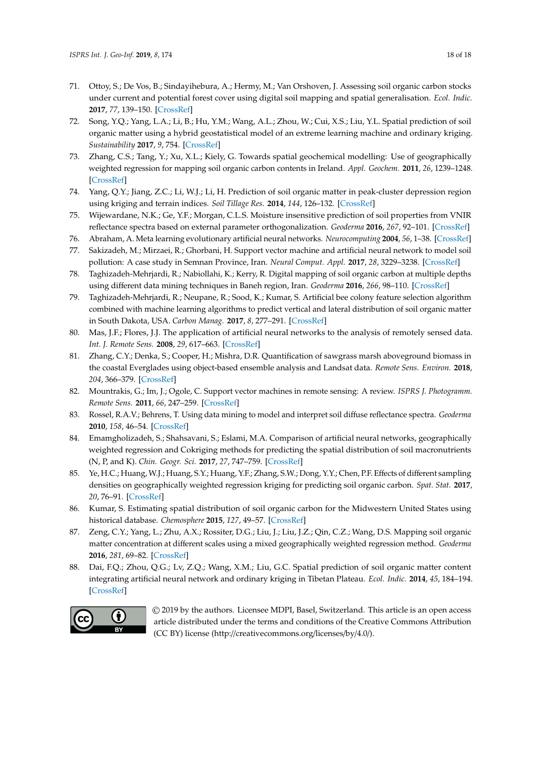71. Ottoy, S.; De Vos, B.; Sindayihebura, A.; Hermy, M.; Van Orshoven, J. Assessing soil organic carbon stocks under current and potential forest cover using digital soil mapping and spatial generalisation. *Ecol. Indic.* **2017**, *77*, 139–150. [CrossRef]
72. Song, Y.Q.; Yang, L.A.; Li, B.; Hu, Y.M.; Wang, A.L.; Zhou, W.; Cui, X.S.; Liu, Y.L. Spatial prediction of soil organic matter using a hybrid geostatistical model of an extreme learning machine and ordinary kriging. *Sustainability* **2017**, *9*, 754. [CrossRef]
73. Zhang, C.S.; Tang, Y.; Xu, X.L.; Kiely, G. Towards spatial geochemical modelling: Use of geographically weighted regression for mapping soil organic carbon contents in Ireland. *Appl. Geochem.* **2011**, *26*, 1239–1248. [CrossRef]
74. Yang, Q.Y.; Jiang, Z.C.; Li, W.J.; Li, H. Prediction of soil organic matter in peak-cluster depression region using kriging and terrain indices. *Soil Tillage Res.* **2014**, *144*, 126–132. [CrossRef]
75. Wijewardane, N.K.; Ge, Y.F.; Morgan, C.L.S. Moisture insensitive prediction of soil properties from VNIR reflectance spectra based on external parameter orthogonalization. *Geoderma* **2016**, *267*, 92–101. [CrossRef]
76. Abraham, A. Meta learning evolutionary artificial neural networks. *Neurocomputing* **2004**, *56*, 1–38. [CrossRef]
77. Sakizadeh, M.; Mirzaei, R.; Ghorbani, H. Support vector machine and artificial neural network to model soil pollution: A case study in Semnan Province, Iran. *Neural Comput. Appl.* **2017**, *28*, 3229–3238. [CrossRef]
78. Taghizadeh-Mehrjardi, R.; Nabiollahi, K.; Kerry, R. Digital mapping of soil organic carbon at multiple depths using different data mining techniques in Baneh region, Iran. *Geoderma* **2016**, *266*, 98–110. [CrossRef]
79. Taghizadeh-Mehrjardi, R.; Neupane, R.; Sood, K.; Kumar, S. Artificial bee colony feature selection algorithm combined with machine learning algorithms to predict vertical and lateral distribution of soil organic matter in South Dakota, USA. *Carbon Manag.* **2017**, *8*, 277–291. [CrossRef]
80. Mas, J.F.; Flores, J.J. The application of artificial neural networks to the analysis of remotely sensed data. *Int. J. Remote Sens.* **2008**, *29*, 617–663. [CrossRef]
81. Zhang, C.Y.; Denka, S.; Cooper, H.; Mishra, D.R. Quantification of sawgrass marsh aboveground biomass in the coastal Everglades using object-based ensemble analysis and Landsat data. *Remote Sens. Environ.* **2018**, *204*, 366–379. [CrossRef]
82. Mountrakis, G.; Im, J.; Ogole, C. Support vector machines in remote sensing: A review. *ISPRS J. Photogramm. Remote Sens.* **2011**, *66*, 247–259. [CrossRef]
83. Rossel, R.A.V.; Behrens, T. Using data mining to model and interpret soil diffuse reflectance spectra. *Geoderma* **2010**, *158*, 46–54. [CrossRef]
84. Emamgholizadeh, S.; Shahsavani, S.; Eslami, M.A. Comparison of artificial neural networks, geographically weighted regression and Cokriging methods for predicting the spatial distribution of soil macronutrients (N, P, and K). *Chin. Geogr. Sci.* **2017**, *27*, 747–759. [CrossRef]
85. Ye, H.C.; Huang, W.J.; Huang, S.Y.; Huang, Y.F.; Zhang, S.W.; Dong, Y.Y.; Chen, P.F. Effects of different sampling densities on geographically weighted regression kriging for predicting soil organic carbon. *Spat. Stat.* **2017**, *20*, 76–91. [CrossRef]
86. Kumar, S. Estimating spatial distribution of soil organic carbon for the Midwestern United States using historical database. *Chemosphere* **2015**, *127*, 49–57. [CrossRef]
87. Zeng, C.Y.; Yang, L.; Zhu, A.X.; Rossiter, D.G.; Liu, J.; Liu, J.Z.; Qin, C.Z.; Wang, D.S. Mapping soil organic matter concentration at different scales using a mixed geographically weighted regression method. *Geoderma* **2016**, *281*, 69–82. [CrossRef]
88. Dai, F.Q.; Zhou, Q.G.; Lv, Z.Q.; Wang, X.M.; Liu, G.C. Spatial prediction of soil organic matter content integrating artificial neural network and ordinary kriging in Tibetan Plateau. *Ecol. Indic.* **2014**, *45*, 184–194. [CrossRef]

© 2019 by the authors. Licensee MDPI, Basel, Switzerland. This article is an open access article distributed under the terms and conditions of the Creative Commons Attribution (CC BY) license (http://creativecommons.org/licenses/by/4.0/).